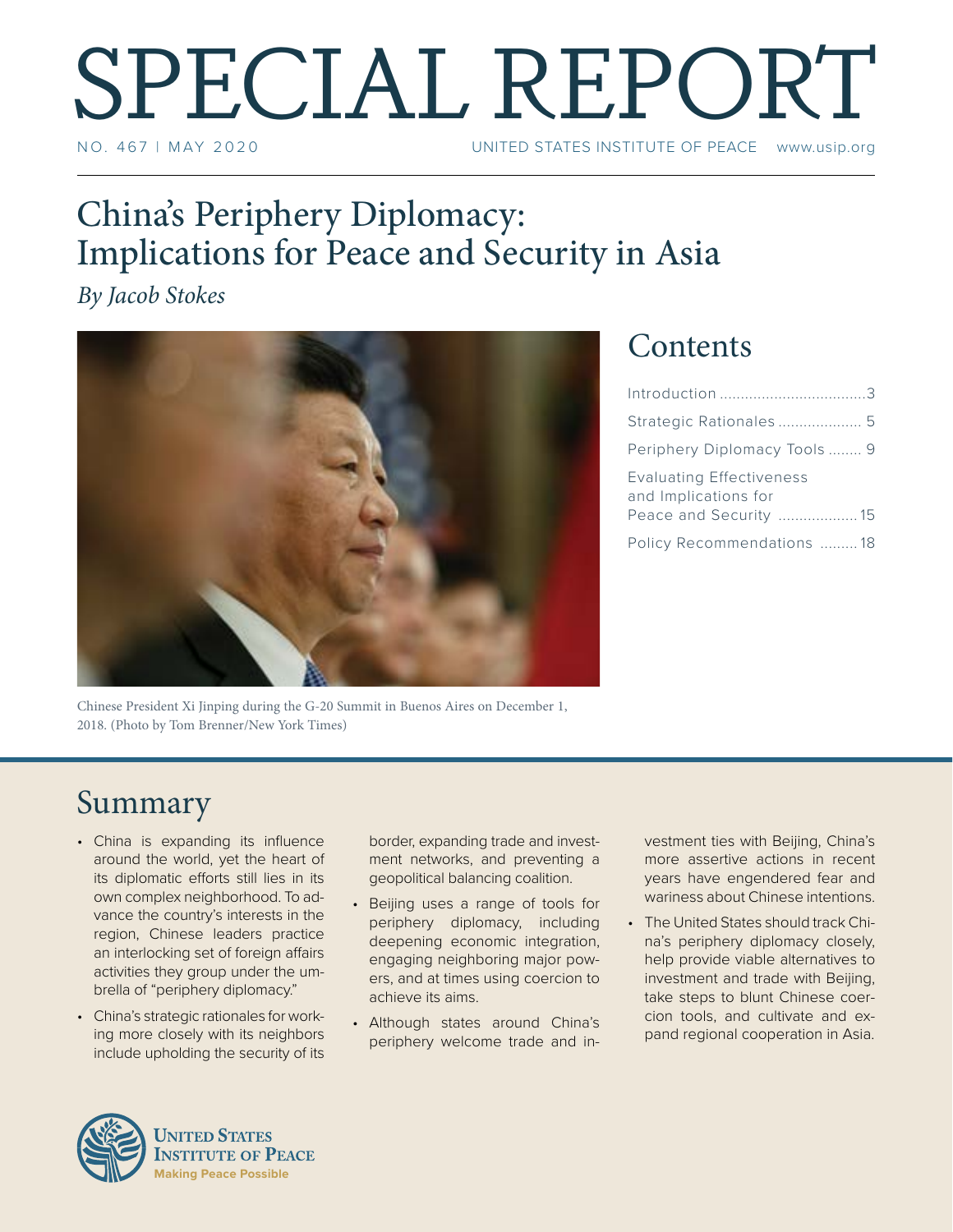# SPECIAL REPORT

NO. 467 | MAY 2020 UNITED STATES INSTITUTE OF PEACE www.usip.org

## China's Periphery Diplomacy: Implications for Peace and Security in Asia

*By Jacob Stokes*

Chinese President Xi Jinping during the G-20 Summit in Buenos Aires on December 1, 2018. (Photo by Tom Brenner/New York Times)

## Contents

Introduction ...3
Strategic Rationales ... 5
Periphery Diplomacy Tools ... 9
Evaluating Effectiveness and Implications for Peace and Security ... 15
Policy Recommendations ... 18

## Summary

- China is expanding its influence around the world, yet the heart of its diplomatic efforts still lies in its own complex neighborhood. To advance the country's interests in the region, Chinese leaders practice an interlocking set of foreign affairs activities they group under the umbrella of "periphery diplomacy."
- China's strategic rationales for working more closely with its neighbors include upholding the security of its border, expanding trade and investment networks, and preventing a geopolitical balancing coalition.
- Beijing uses a range of tools for periphery diplomacy, including deepening economic integration, engaging neighboring major powers, and at times using coercion to achieve its aims.
- Although states around China's periphery welcome trade and investment ties with Beijing, China's more assertive actions in recent years have engendered fear and wariness about Chinese intentions.
- The United States should track China's periphery diplomacy closely, help provide viable alternatives to investment and trade with Beijing, take steps to blunt Chinese coercion tools, and cultivate and expand regional cooperation in Asia.

**United States Institute of Peace**
Making Peace Possible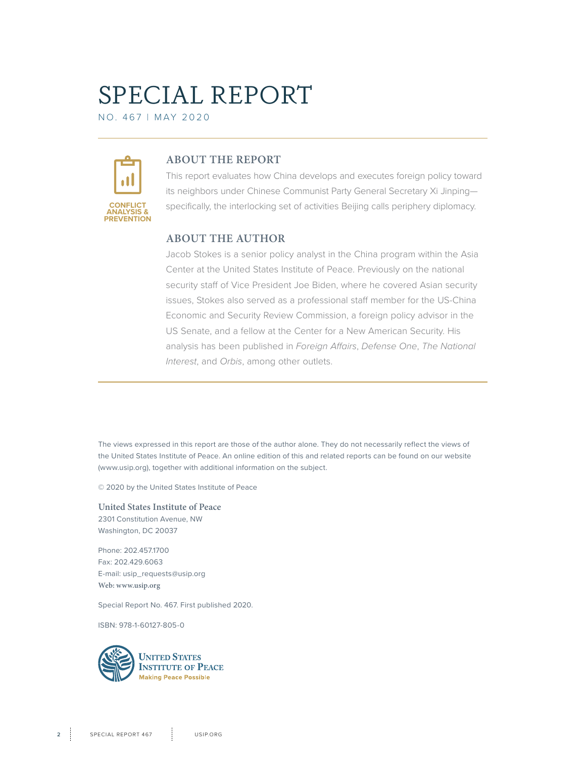# SPECIAL REPORT

NO. 467 | MAY 2020

CONFLICT ANALYSIS & PREVENTION

## ABOUT THE REPORT

This report evaluates how China develops and executes foreign policy toward its neighbors under Chinese Communist Party General Secretary Xi Jinping—specifically, the interlocking set of activities Beijing calls periphery diplomacy.

## ABOUT THE AUTHOR

Jacob Stokes is a senior policy analyst in the China program within the Asia Center at the United States Institute of Peace. Previously on the national security staff of Vice President Joe Biden, where he covered Asian security issues, Stokes also served as a professional staff member for the US-China Economic and Security Review Commission, a foreign policy advisor in the US Senate, and a fellow at the Center for a New American Security. His analysis has been published in *Foreign Affairs*, *Defense One*, *The National Interest*, and *Orbis*, among other outlets.

---

The views expressed in this report are those of the author alone. They do not necessarily reflect the views of the United States Institute of Peace. An online edition of this and related reports can be found on our website (www.usip.org), together with additional information on the subject.

© 2020 by the United States Institute of Peace

**United States Institute of Peace**
2301 Constitution Avenue, NW
Washington, DC 20037

Phone: 202.457.1700
Fax: 202.429.6063
E-mail: usip_requests@usip.org
**Web: www.usip.org**

Special Report No. 467. First published 2020.

ISBN: 978-1-60127-805-0

United States Institute of Peace
Making Peace Possible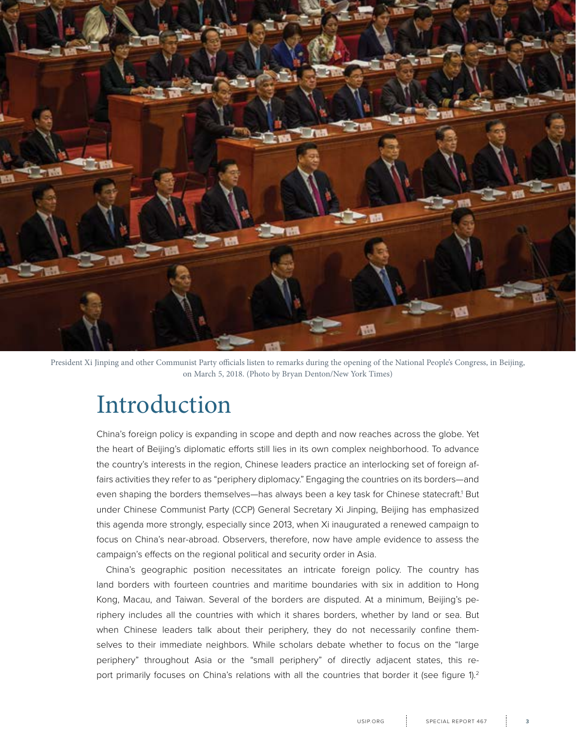President Xi Jinping and other Communist Party officials listen to remarks during the opening of the National People's Congress, in Beijing, on March 5, 2018. (Photo by Bryan Denton/New York Times)

# Introduction

China's foreign policy is expanding in scope and depth and now reaches across the globe. Yet the heart of Beijing's diplomatic efforts still lies in its own complex neighborhood. To advance the country's interests in the region, Chinese leaders practice an interlocking set of foreign affairs activities they refer to as "periphery diplomacy." Engaging the countries on its borders—and even shaping the borders themselves—has always been a key task for Chinese statecraft.[1] But under Chinese Communist Party (CCP) General Secretary Xi Jinping, Beijing has emphasized this agenda more strongly, especially since 2013, when Xi inaugurated a renewed campaign to focus on China's near-abroad. Observers, therefore, now have ample evidence to assess the campaign's effects on the regional political and security order in Asia.

China's geographic position necessitates an intricate foreign policy. The country has land borders with fourteen countries and maritime boundaries with six in addition to Hong Kong, Macau, and Taiwan. Several of the borders are disputed. At a minimum, Beijing's periphery includes all the countries with which it shares borders, whether by land or sea. But when Chinese leaders talk about their periphery, they do not necessarily confine themselves to their immediate neighbors. While scholars debate whether to focus on the "large periphery" throughout Asia or the "small periphery" of directly adjacent states, this report primarily focuses on China's relations with all the countries that border it (see figure 1).[2]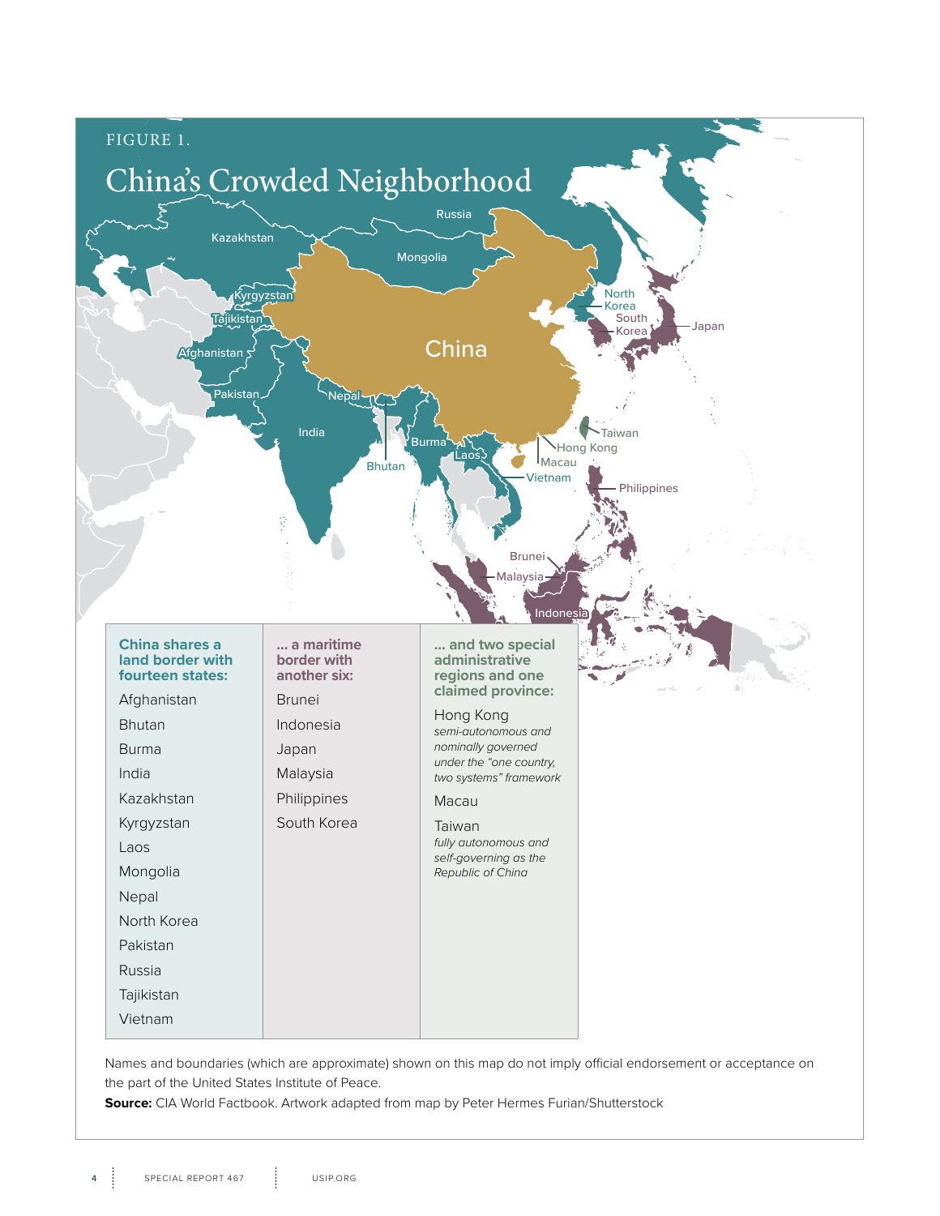FIGURE 1.

# China's Crowded Neighborhood

| China shares a land border with fourteen states: | ... a maritime border with another six: | ... and two special administrative regions and one claimed province: |
|---|---|---|
| Afghanistan | Brunei | Hong Kong *semi-autonomous and nominally governed under the "one country, two systems" framework* |
| Bhutan | Indonesia | Macau |
| Burma | Japan | Taiwan *fully autonomous and self-governing as the Republic of China* |
| India | Malaysia | |
| Kazakhstan | Philippines | |
| Kyrgyzstan | South Korea | |
| Laos | | |
| Mongolia | | |
| Nepal | | |
| North Korea | | |
| Pakistan | | |
| Russia | | |
| Tajikistan | | |
| Vietnam | | |

Names and boundaries (which are approximate) shown on this map do not imply official endorsement or acceptance on the part of the United States Institute of Peace.

**Source:** CIA World Factbook. Artwork adapted from map by Peter Hermes Furian/Shutterstock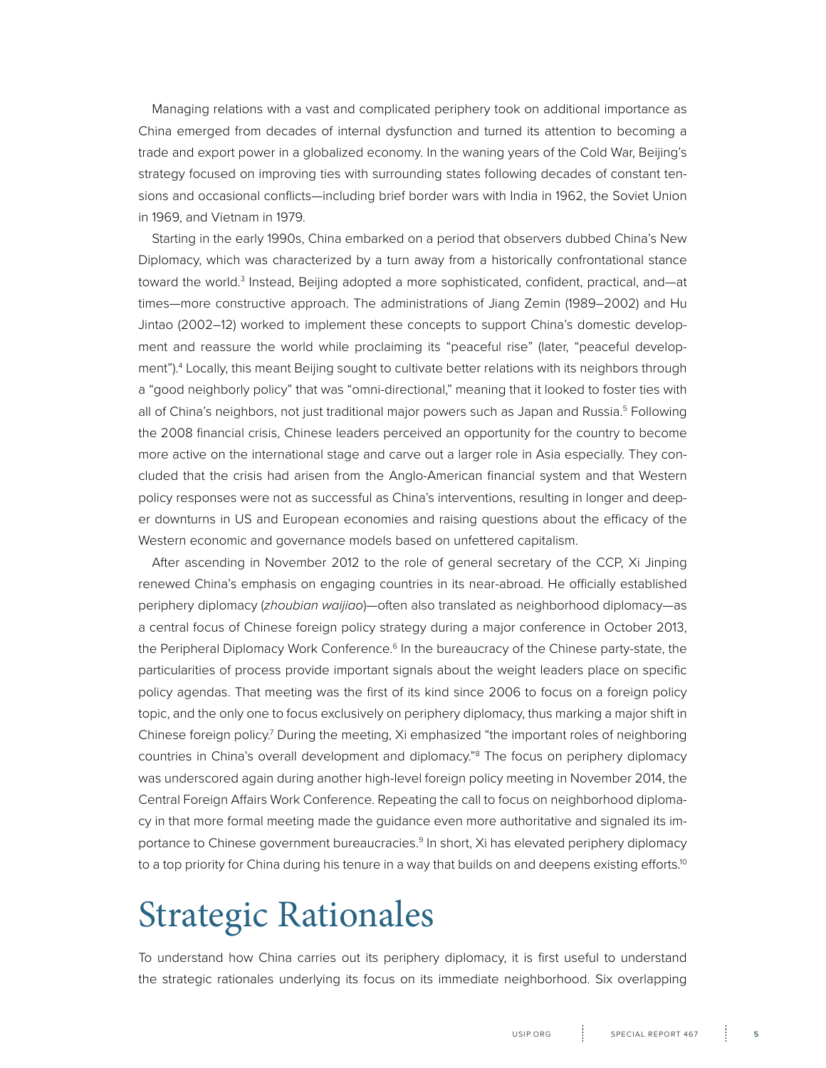Managing relations with a vast and complicated periphery took on additional importance as China emerged from decades of internal dysfunction and turned its attention to becoming a trade and export power in a globalized economy. In the waning years of the Cold War, Beijing's strategy focused on improving ties with surrounding states following decades of constant tensions and occasional conflicts—including brief border wars with India in 1962, the Soviet Union in 1969, and Vietnam in 1979.

Starting in the early 1990s, China embarked on a period that observers dubbed China's New Diplomacy, which was characterized by a turn away from a historically confrontational stance toward the world.[3] Instead, Beijing adopted a more sophisticated, confident, practical, and—at times—more constructive approach. The administrations of Jiang Zemin (1989–2002) and Hu Jintao (2002–12) worked to implement these concepts to support China's domestic development and reassure the world while proclaiming its "peaceful rise" (later, "peaceful development").[4] Locally, this meant Beijing sought to cultivate better relations with its neighbors through a "good neighborly policy" that was "omni-directional," meaning that it looked to foster ties with all of China's neighbors, not just traditional major powers such as Japan and Russia.[5] Following the 2008 financial crisis, Chinese leaders perceived an opportunity for the country to become more active on the international stage and carve out a larger role in Asia especially. They concluded that the crisis had arisen from the Anglo-American financial system and that Western policy responses were not as successful as China's interventions, resulting in longer and deeper downturns in US and European economies and raising questions about the efficacy of the Western economic and governance models based on unfettered capitalism.

After ascending in November 2012 to the role of general secretary of the CCP, Xi Jinping renewed China's emphasis on engaging countries in its near-abroad. He officially established periphery diplomacy (*zhoubian waijiao*)—often also translated as neighborhood diplomacy—as a central focus of Chinese foreign policy strategy during a major conference in October 2013, the Peripheral Diplomacy Work Conference.[6] In the bureaucracy of the Chinese party-state, the particularities of process provide important signals about the weight leaders place on specific policy agendas. That meeting was the first of its kind since 2006 to focus on a foreign policy topic, and the only one to focus exclusively on periphery diplomacy, thus marking a major shift in Chinese foreign policy.[7] During the meeting, Xi emphasized "the important roles of neighboring countries in China's overall development and diplomacy."[8] The focus on periphery diplomacy was underscored again during another high-level foreign policy meeting in November 2014, the Central Foreign Affairs Work Conference. Repeating the call to focus on neighborhood diplomacy in that more formal meeting made the guidance even more authoritative and signaled its importance to Chinese government bureaucracies.[9] In short, Xi has elevated periphery diplomacy to a top priority for China during his tenure in a way that builds on and deepens existing efforts.[10]

# Strategic Rationales

To understand how China carries out its periphery diplomacy, it is first useful to understand the strategic rationales underlying its focus on its immediate neighborhood. Six overlapping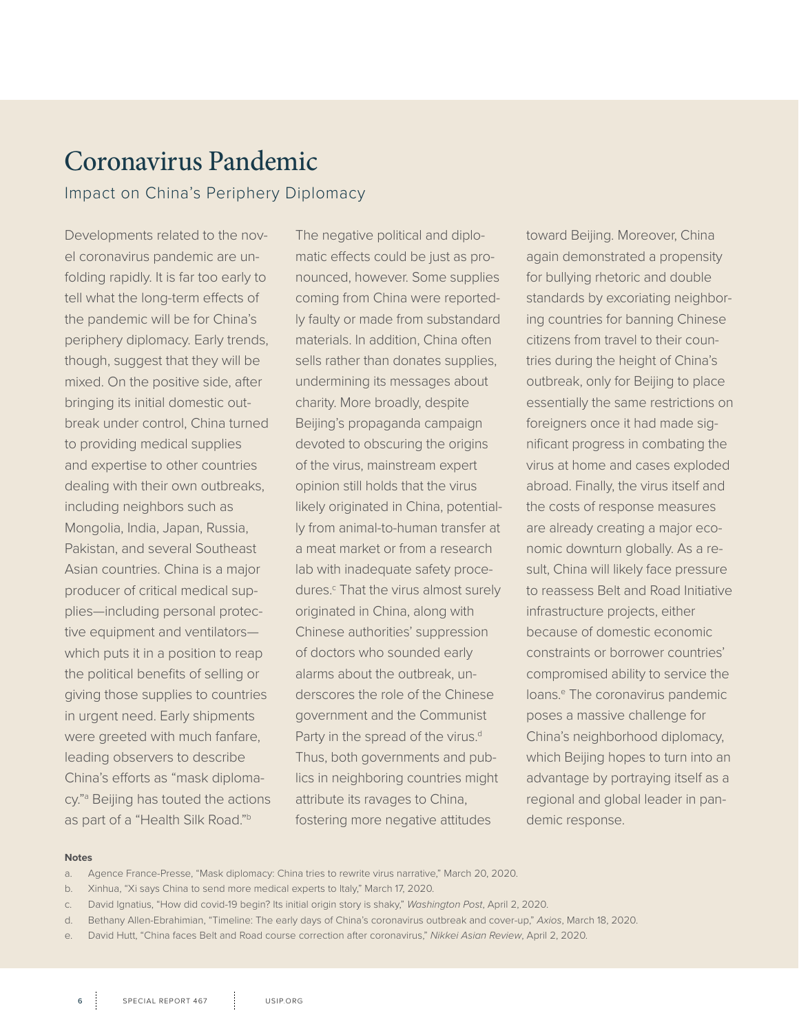# Coronavirus Pandemic

## Impact on China's Periphery Diplomacy

Developments related to the novel coronavirus pandemic are unfolding rapidly. It is far too early to tell what the long-term effects of the pandemic will be for China's periphery diplomacy. Early trends, though, suggest that they will be mixed. On the positive side, after bringing its initial domestic outbreak under control, China turned to providing medical supplies and expertise to other countries dealing with their own outbreaks, including neighbors such as Mongolia, India, Japan, Russia, Pakistan, and several Southeast Asian countries. China is a major producer of critical medical supplies—including personal protective equipment and ventilators—which puts it in a position to reap the political benefits of selling or giving those supplies to countries in urgent need. Early shipments were greeted with much fanfare, leading observers to describe China's efforts as "mask diplomacy."[a] Beijing has touted the actions as part of a "Health Silk Road."[b]

The negative political and diplomatic effects could be just as pronounced, however. Some supplies coming from China were reportedly faulty or made from substandard materials. In addition, China often sells rather than donates supplies, undermining its messages about charity. More broadly, despite Beijing's propaganda campaign devoted to obscuring the origins of the virus, mainstream expert opinion still holds that the virus likely originated in China, potentially from animal-to-human transfer at a meat market or from a research lab with inadequate safety procedures.[c] That the virus almost surely originated in China, along with Chinese authorities' suppression of doctors who sounded early alarms about the outbreak, underscores the role of the Chinese government and the Communist Party in the spread of the virus.[d] Thus, both governments and publics in neighboring countries might attribute its ravages to China, fostering more negative attitudes toward Beijing. Moreover, China again demonstrated a propensity for bullying rhetoric and double standards by excoriating neighboring countries for banning Chinese citizens from travel to their countries during the height of China's outbreak, only for Beijing to place essentially the same restrictions on foreigners once it had made significant progress in combating the virus at home and cases exploded abroad. Finally, the virus itself and the costs of response measures are already creating a major economic downturn globally. As a result, China will likely face pressure to reassess Belt and Road Initiative infrastructure projects, either because of domestic economic constraints or borrower countries' compromised ability to service the loans.[e] The coronavirus pandemic poses a massive challenge for China's neighborhood diplomacy, which Beijing hopes to turn into an advantage by portraying itself as a regional and global leader in pandemic response.

**Notes**

a. Agence France-Presse, "Mask diplomacy: China tries to rewrite virus narrative," March 20, 2020.
b. Xinhua, "Xi says China to send more medical experts to Italy," March 17, 2020.
c. David Ignatius, "How did covid-19 begin? Its initial origin story is shaky," *Washington Post*, April 2, 2020.
d. Bethany Allen-Ebrahimian, "Timeline: The early days of China's coronavirus outbreak and cover-up," *Axios*, March 18, 2020.
e. David Hutt, "China faces Belt and Road course correction after coronavirus," *Nikkei Asian Review*, April 2, 2020.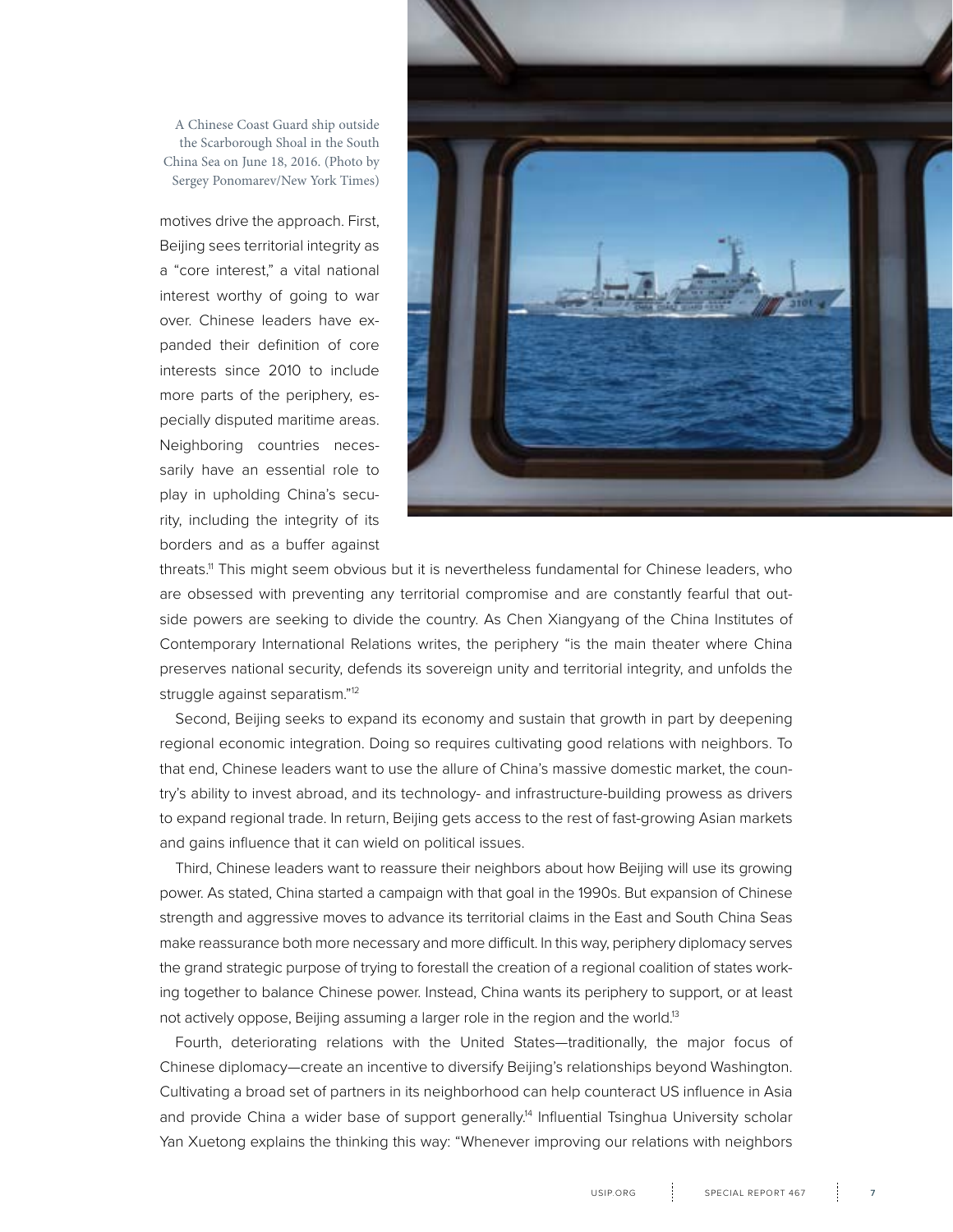A Chinese Coast Guard ship outside the Scarborough Shoal in the South China Sea on June 18, 2016. (Photo by Sergey Ponomarev/New York Times)

motives drive the approach. First, Beijing sees territorial integrity as a "core interest," a vital national interest worthy of going to war over. Chinese leaders have expanded their definition of core interests since 2010 to include more parts of the periphery, especially disputed maritime areas. Neighboring countries necessarily have an essential role to play in upholding China's security, including the integrity of its borders and as a buffer against threats.[11] This might seem obvious but it is nevertheless fundamental for Chinese leaders, who are obsessed with preventing any territorial compromise and are constantly fearful that outside powers are seeking to divide the country. As Chen Xiangyang of the China Institutes of Contemporary International Relations writes, the periphery "is the main theater where China preserves national security, defends its sovereign unity and territorial integrity, and unfolds the struggle against separatism."[12]

Second, Beijing seeks to expand its economy and sustain that growth in part by deepening regional economic integration. Doing so requires cultivating good relations with neighbors. To that end, Chinese leaders want to use the allure of China's massive domestic market, the country's ability to invest abroad, and its technology- and infrastructure-building prowess as drivers to expand regional trade. In return, Beijing gets access to the rest of fast-growing Asian markets and gains influence that it can wield on political issues.

Third, Chinese leaders want to reassure their neighbors about how Beijing will use its growing power. As stated, China started a campaign with that goal in the 1990s. But expansion of Chinese strength and aggressive moves to advance its territorial claims in the East and South China Seas make reassurance both more necessary and more difficult. In this way, periphery diplomacy serves the grand strategic purpose of trying to forestall the creation of a regional coalition of states working together to balance Chinese power. Instead, China wants its periphery to support, or at least not actively oppose, Beijing assuming a larger role in the region and the world.[13]

Fourth, deteriorating relations with the United States—traditionally, the major focus of Chinese diplomacy—create an incentive to diversify Beijing's relationships beyond Washington. Cultivating a broad set of partners in its neighborhood can help counteract US influence in Asia and provide China a wider base of support generally.[14] Influential Tsinghua University scholar Yan Xuetong explains the thinking this way: "Whenever improving our relations with neighbors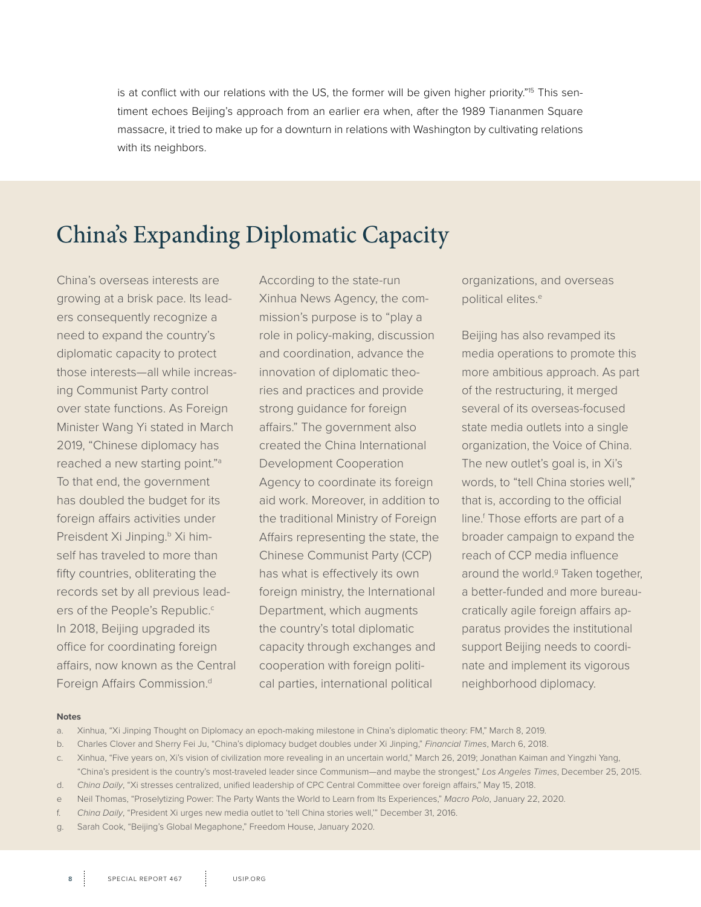is at conflict with our relations with the US, the former will be given higher priority."[15] This sentiment echoes Beijing's approach from an earlier era when, after the 1989 Tiananmen Square massacre, it tried to make up for a downturn in relations with Washington by cultivating relations with its neighbors.

## China's Expanding Diplomatic Capacity

China's overseas interests are growing at a brisk pace. Its leaders consequently recognize a need to expand the country's diplomatic capacity to protect those interests—all while increasing Communist Party control over state functions. As Foreign Minister Wang Yi stated in March 2019, "Chinese diplomacy has reached a new starting point."[a] To that end, the government has doubled the budget for its foreign affairs activities under Preisdent Xi Jinping.[b] Xi himself has traveled to more than fifty countries, obliterating the records set by all previous leaders of the People's Republic.[c] In 2018, Beijing upgraded its office for coordinating foreign affairs, now known as the Central Foreign Affairs Commission.[d] According to the state-run Xinhua News Agency, the commission's purpose is to "play a role in policy-making, discussion and coordination, advance the innovation of diplomatic theories and practices and provide strong guidance for foreign affairs." The government also created the China International Development Cooperation Agency to coordinate its foreign aid work. Moreover, in addition to the traditional Ministry of Foreign Affairs representing the state, the Chinese Communist Party (CCP) has what is effectively its own foreign ministry, the International Department, which augments the country's total diplomatic capacity through exchanges and cooperation with foreign political parties, international political organizations, and overseas political elites.[e]

Beijing has also revamped its media operations to promote this more ambitious approach. As part of the restructuring, it merged several of its overseas-focused state media outlets into a single organization, the Voice of China. The new outlet's goal is, in Xi's words, to "tell China stories well," that is, according to the official line.[f] Those efforts are part of a broader campaign to expand the reach of CCP media influence around the world.[g] Taken together, a better-funded and more bureaucratically agile foreign affairs apparatus provides the institutional support Beijing needs to coordinate and implement its vigorous neighborhood diplomacy.

**Notes**

a. Xinhua, "Xi Jinping Thought on Diplomacy an epoch-making milestone in China's diplomatic theory: FM," March 8, 2019.

b. Charles Clover and Sherry Fei Ju, "China's diplomacy budget doubles under Xi Jinping," *Financial Times*, March 6, 2018.

c. Xinhua, "Five years on, Xi's vision of civilization more revealing in an uncertain world," March 26, 2019; Jonathan Kaiman and Yingzhi Yang, "China's president is the country's most-traveled leader since Communism—and maybe the strongest," *Los Angeles Times*, December 25, 2015.

d. *China Daily*, "Xi stresses centralized, unified leadership of CPC Central Committee over foreign affairs," May 15, 2018.

e Neil Thomas, "Proselytizing Power: The Party Wants the World to Learn from Its Experiences," *Macro Polo*, January 22, 2020.

f. *China Daily*, "President Xi urges new media outlet to 'tell China stories well,'" December 31, 2016.

g. Sarah Cook, "Beijing's Global Megaphone," Freedom House, January 2020.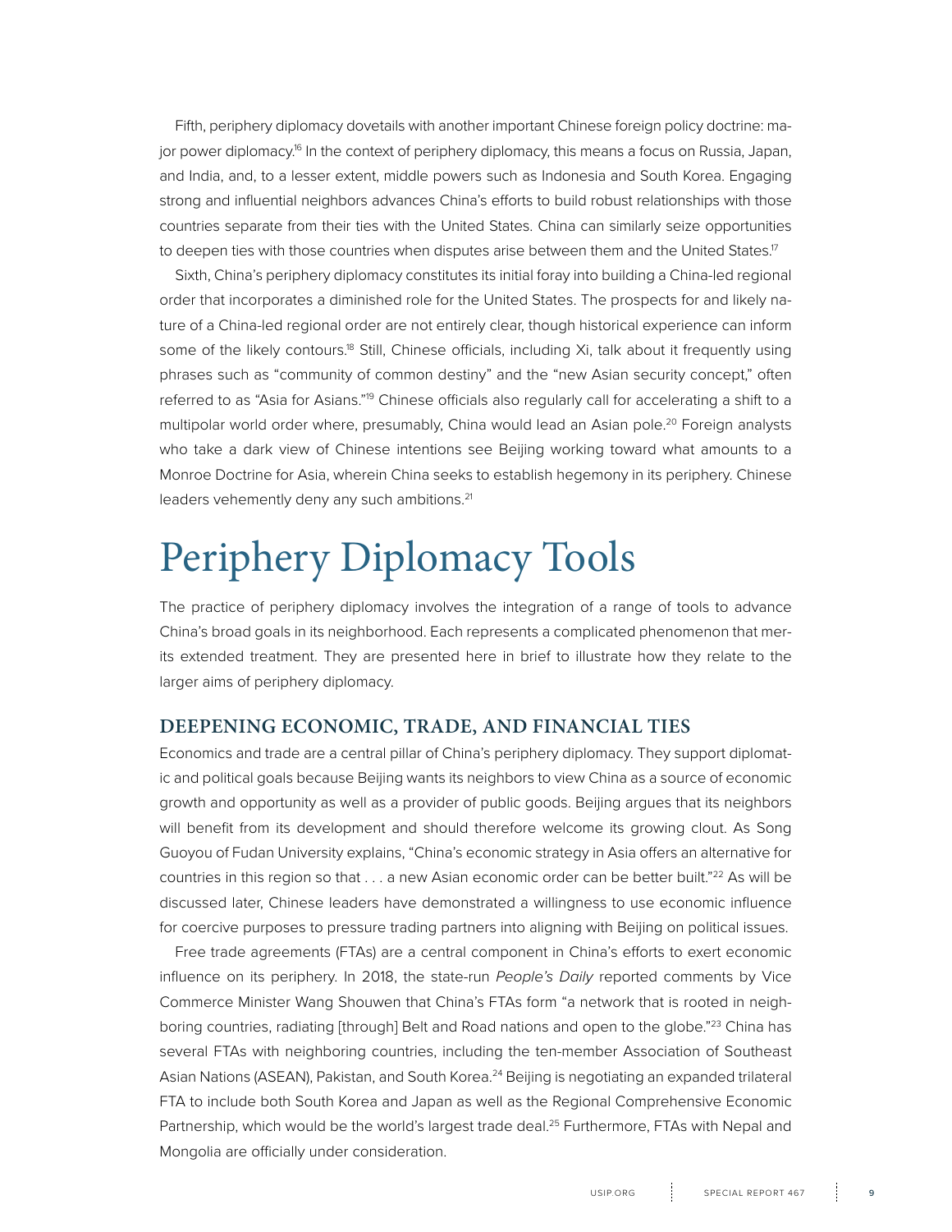Fifth, periphery diplomacy dovetails with another important Chinese foreign policy doctrine: major power diplomacy.[16] In the context of periphery diplomacy, this means a focus on Russia, Japan, and India, and, to a lesser extent, middle powers such as Indonesia and South Korea. Engaging strong and influential neighbors advances China's efforts to build robust relationships with those countries separate from their ties with the United States. China can similarly seize opportunities to deepen ties with those countries when disputes arise between them and the United States.[17]

Sixth, China's periphery diplomacy constitutes its initial foray into building a China-led regional order that incorporates a diminished role for the United States. The prospects for and likely nature of a China-led regional order are not entirely clear, though historical experience can inform some of the likely contours.[18] Still, Chinese officials, including Xi, talk about it frequently using phrases such as "community of common destiny" and the "new Asian security concept," often referred to as "Asia for Asians."[19] Chinese officials also regularly call for accelerating a shift to a multipolar world order where, presumably, China would lead an Asian pole.[20] Foreign analysts who take a dark view of Chinese intentions see Beijing working toward what amounts to a Monroe Doctrine for Asia, wherein China seeks to establish hegemony in its periphery. Chinese leaders vehemently deny any such ambitions.[21]

# Periphery Diplomacy Tools

The practice of periphery diplomacy involves the integration of a range of tools to advance China's broad goals in its neighborhood. Each represents a complicated phenomenon that merits extended treatment. They are presented here in brief to illustrate how they relate to the larger aims of periphery diplomacy.

## DEEPENING ECONOMIC, TRADE, AND FINANCIAL TIES

Economics and trade are a central pillar of China's periphery diplomacy. They support diplomatic and political goals because Beijing wants its neighbors to view China as a source of economic growth and opportunity as well as a provider of public goods. Beijing argues that its neighbors will benefit from its development and should therefore welcome its growing clout. As Song Guoyou of Fudan University explains, "China's economic strategy in Asia offers an alternative for countries in this region so that . . . a new Asian economic order can be better built."[22] As will be discussed later, Chinese leaders have demonstrated a willingness to use economic influence for coercive purposes to pressure trading partners into aligning with Beijing on political issues.

Free trade agreements (FTAs) are a central component in China's efforts to exert economic influence on its periphery. In 2018, the state-run *People's Daily* reported comments by Vice Commerce Minister Wang Shouwen that China's FTAs form "a network that is rooted in neighboring countries, radiating [through] Belt and Road nations and open to the globe."[23] China has several FTAs with neighboring countries, including the ten-member Association of Southeast Asian Nations (ASEAN), Pakistan, and South Korea.[24] Beijing is negotiating an expanded trilateral FTA to include both South Korea and Japan as well as the Regional Comprehensive Economic Partnership, which would be the world's largest trade deal.[25] Furthermore, FTAs with Nepal and Mongolia are officially under consideration.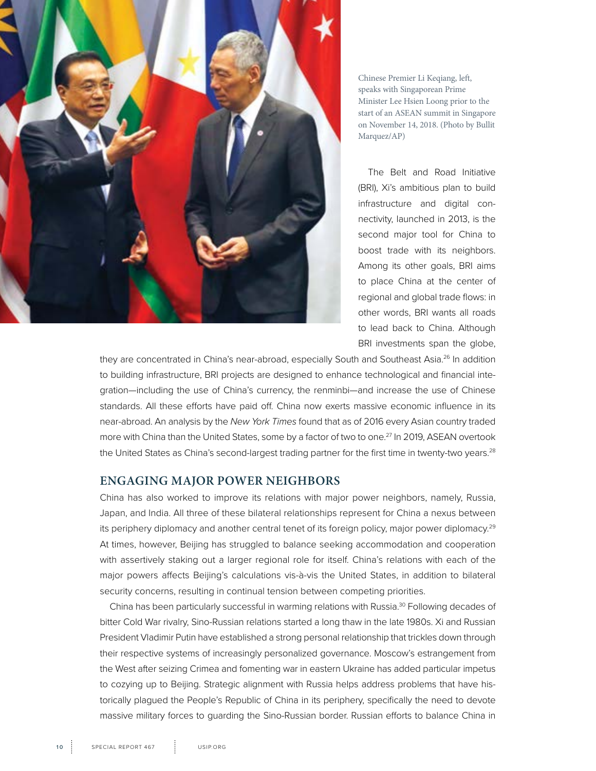Chinese Premier Li Keqiang, left, speaks with Singaporean Prime Minister Lee Hsien Loong prior to the start of an ASEAN summit in Singapore on November 14, 2018. (Photo by Bullit Marquez/AP)

The Belt and Road Initiative (BRI), Xi's ambitious plan to build infrastructure and digital connectivity, launched in 2013, is the second major tool for China to boost trade with its neighbors. Among its other goals, BRI aims to place China at the center of regional and global trade flows: in other words, BRI wants all roads to lead back to China. Although BRI investments span the globe, they are concentrated in China's near-abroad, especially South and Southeast Asia.[26] In addition to building infrastructure, BRI projects are designed to enhance technological and financial integration—including the use of China's currency, the renminbi—and increase the use of Chinese standards. All these efforts have paid off. China now exerts massive economic influence in its near-abroad. An analysis by the *New York Times* found that as of 2016 every Asian country traded more with China than the United States, some by a factor of two to one.[27] In 2019, ASEAN overtook the United States as China's second-largest trading partner for the first time in twenty-two years.[28]

## ENGAGING MAJOR POWER NEIGHBORS

China has also worked to improve its relations with major power neighbors, namely, Russia, Japan, and India. All three of these bilateral relationships represent for China a nexus between its periphery diplomacy and another central tenet of its foreign policy, major power diplomacy.[29] At times, however, Beijing has struggled to balance seeking accommodation and cooperation with assertively staking out a larger regional role for itself. China's relations with each of the major powers affects Beijing's calculations vis-à-vis the United States, in addition to bilateral security concerns, resulting in continual tension between competing priorities.

China has been particularly successful in warming relations with Russia.[30] Following decades of bitter Cold War rivalry, Sino-Russian relations started a long thaw in the late 1980s. Xi and Russian President Vladimir Putin have established a strong personal relationship that trickles down through their respective systems of increasingly personalized governance. Moscow's estrangement from the West after seizing Crimea and fomenting war in eastern Ukraine has added particular impetus to cozying up to Beijing. Strategic alignment with Russia helps address problems that have historically plagued the People's Republic of China in its periphery, specifically the need to devote massive military forces to guarding the Sino-Russian border. Russian efforts to balance China in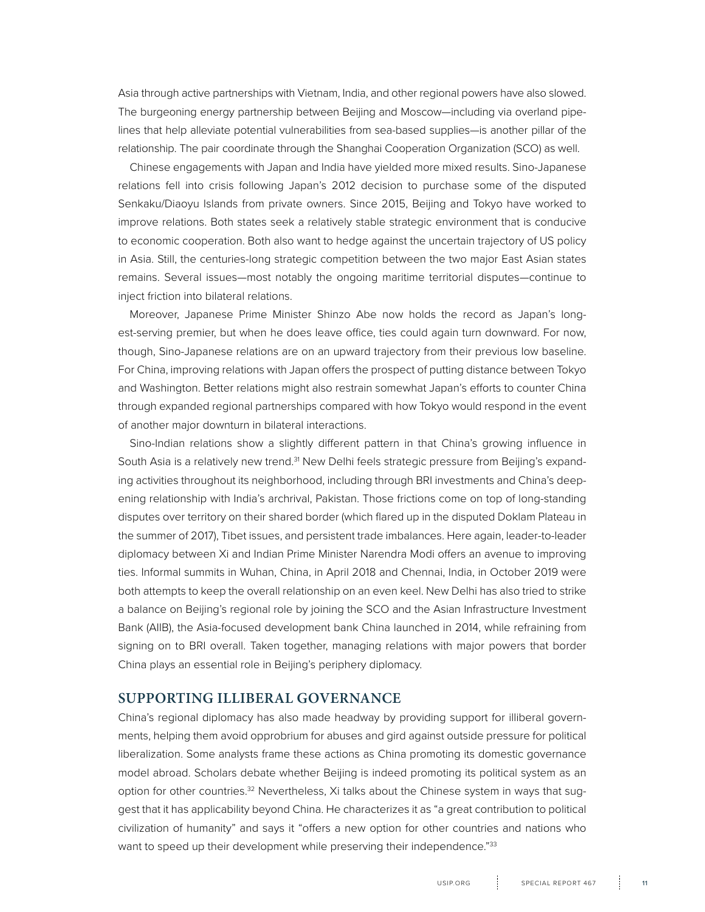Asia through active partnerships with Vietnam, India, and other regional powers have also slowed. The burgeoning energy partnership between Beijing and Moscow—including via overland pipelines that help alleviate potential vulnerabilities from sea-based supplies—is another pillar of the relationship. The pair coordinate through the Shanghai Cooperation Organization (SCO) as well.

Chinese engagements with Japan and India have yielded more mixed results. Sino-Japanese relations fell into crisis following Japan's 2012 decision to purchase some of the disputed Senkaku/Diaoyu Islands from private owners. Since 2015, Beijing and Tokyo have worked to improve relations. Both states seek a relatively stable strategic environment that is conducive to economic cooperation. Both also want to hedge against the uncertain trajectory of US policy in Asia. Still, the centuries-long strategic competition between the two major East Asian states remains. Several issues—most notably the ongoing maritime territorial disputes—continue to inject friction into bilateral relations.

Moreover, Japanese Prime Minister Shinzo Abe now holds the record as Japan's longest-serving premier, but when he does leave office, ties could again turn downward. For now, though, Sino-Japanese relations are on an upward trajectory from their previous low baseline. For China, improving relations with Japan offers the prospect of putting distance between Tokyo and Washington. Better relations might also restrain somewhat Japan's efforts to counter China through expanded regional partnerships compared with how Tokyo would respond in the event of another major downturn in bilateral interactions.

Sino-Indian relations show a slightly different pattern in that China's growing influence in South Asia is a relatively new trend.[31] New Delhi feels strategic pressure from Beijing's expanding activities throughout its neighborhood, including through BRI investments and China's deepening relationship with India's archrival, Pakistan. Those frictions come on top of long-standing disputes over territory on their shared border (which flared up in the disputed Doklam Plateau in the summer of 2017), Tibet issues, and persistent trade imbalances. Here again, leader-to-leader diplomacy between Xi and Indian Prime Minister Narendra Modi offers an avenue to improving ties. Informal summits in Wuhan, China, in April 2018 and Chennai, India, in October 2019 were both attempts to keep the overall relationship on an even keel. New Delhi has also tried to strike a balance on Beijing's regional role by joining the SCO and the Asian Infrastructure Investment Bank (AIIB), the Asia-focused development bank China launched in 2014, while refraining from signing on to BRI overall. Taken together, managing relations with major powers that border China plays an essential role in Beijing's periphery diplomacy.

## SUPPORTING ILLIBERAL GOVERNANCE

China's regional diplomacy has also made headway by providing support for illiberal governments, helping them avoid opprobrium for abuses and gird against outside pressure for political liberalization. Some analysts frame these actions as China promoting its domestic governance model abroad. Scholars debate whether Beijing is indeed promoting its political system as an option for other countries.[32] Nevertheless, Xi talks about the Chinese system in ways that suggest that it has applicability beyond China. He characterizes it as "a great contribution to political civilization of humanity" and says it "offers a new option for other countries and nations who want to speed up their development while preserving their independence."[33]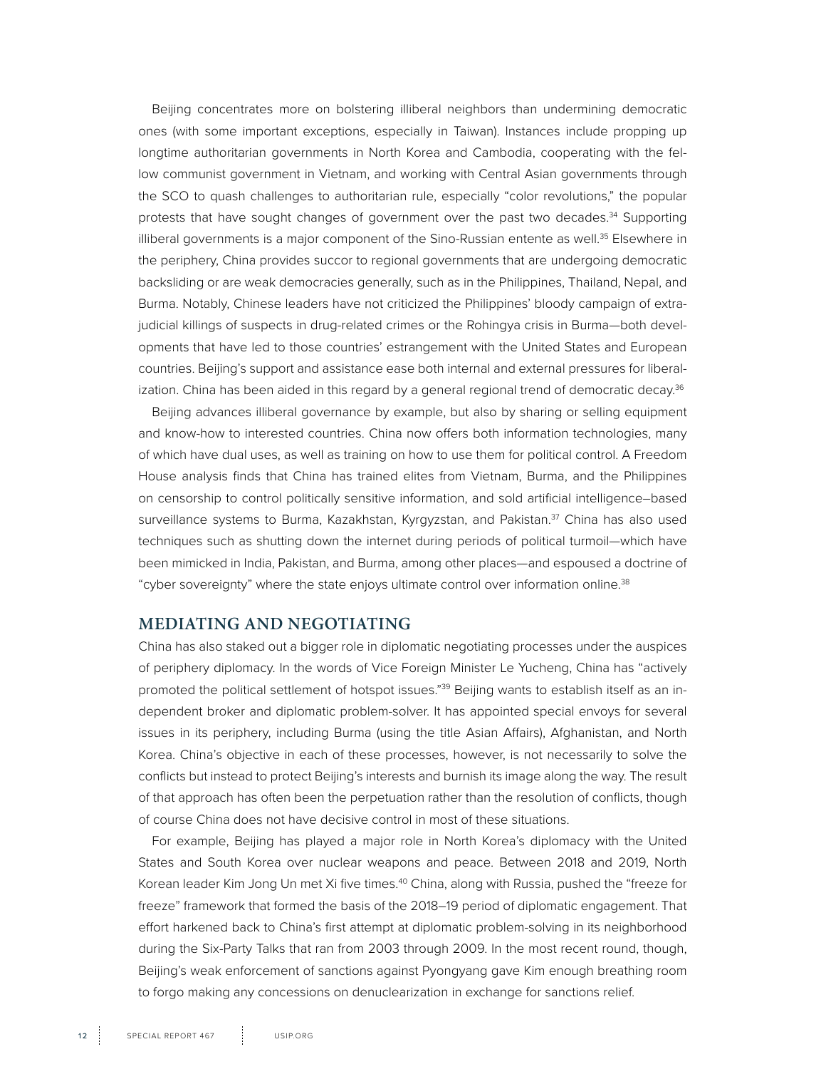Beijing concentrates more on bolstering illiberal neighbors than undermining democratic ones (with some important exceptions, especially in Taiwan). Instances include propping up longtime authoritarian governments in North Korea and Cambodia, cooperating with the fellow communist government in Vietnam, and working with Central Asian governments through the SCO to quash challenges to authoritarian rule, especially "color revolutions," the popular protests that have sought changes of government over the past two decades.[34] Supporting illiberal governments is a major component of the Sino-Russian entente as well.[35] Elsewhere in the periphery, China provides succor to regional governments that are undergoing democratic backsliding or are weak democracies generally, such as in the Philippines, Thailand, Nepal, and Burma. Notably, Chinese leaders have not criticized the Philippines' bloody campaign of extrajudicial killings of suspects in drug-related crimes or the Rohingya crisis in Burma—both developments that have led to those countries' estrangement with the United States and European countries. Beijing's support and assistance ease both internal and external pressures for liberalization. China has been aided in this regard by a general regional trend of democratic decay.[36]

Beijing advances illiberal governance by example, but also by sharing or selling equipment and know-how to interested countries. China now offers both information technologies, many of which have dual uses, as well as training on how to use them for political control. A Freedom House analysis finds that China has trained elites from Vietnam, Burma, and the Philippines on censorship to control politically sensitive information, and sold artificial intelligence–based surveillance systems to Burma, Kazakhstan, Kyrgyzstan, and Pakistan.[37] China has also used techniques such as shutting down the internet during periods of political turmoil—which have been mimicked in India, Pakistan, and Burma, among other places—and espoused a doctrine of "cyber sovereignty" where the state enjoys ultimate control over information online.[38]

## MEDIATING AND NEGOTIATING

China has also staked out a bigger role in diplomatic negotiating processes under the auspices of periphery diplomacy. In the words of Vice Foreign Minister Le Yucheng, China has "actively promoted the political settlement of hotspot issues."[39] Beijing wants to establish itself as an independent broker and diplomatic problem-solver. It has appointed special envoys for several issues in its periphery, including Burma (using the title Asian Affairs), Afghanistan, and North Korea. China's objective in each of these processes, however, is not necessarily to solve the conflicts but instead to protect Beijing's interests and burnish its image along the way. The result of that approach has often been the perpetuation rather than the resolution of conflicts, though of course China does not have decisive control in most of these situations.

For example, Beijing has played a major role in North Korea's diplomacy with the United States and South Korea over nuclear weapons and peace. Between 2018 and 2019, North Korean leader Kim Jong Un met Xi five times.[40] China, along with Russia, pushed the "freeze for freeze" framework that formed the basis of the 2018–19 period of diplomatic engagement. That effort harkened back to China's first attempt at diplomatic problem-solving in its neighborhood during the Six-Party Talks that ran from 2003 through 2009. In the most recent round, though, Beijing's weak enforcement of sanctions against Pyongyang gave Kim enough breathing room to forgo making any concessions on denuclearization in exchange for sanctions relief.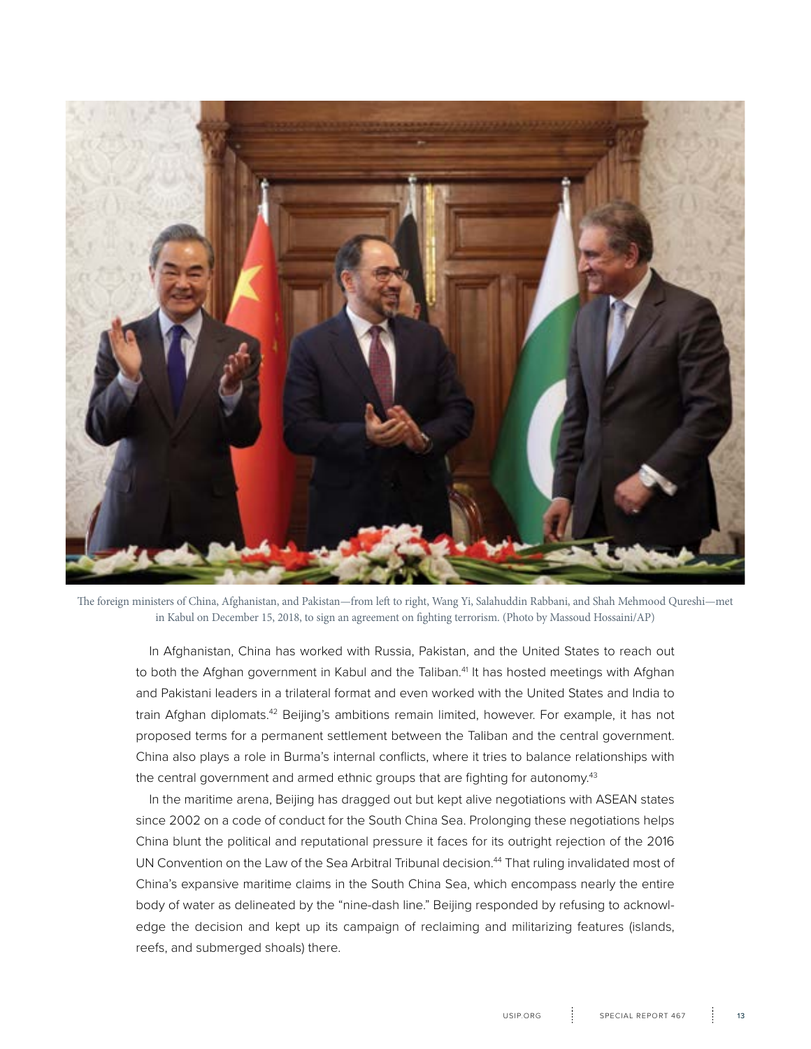The foreign ministers of China, Afghanistan, and Pakistan—from left to right, Wang Yi, Salahuddin Rabbani, and Shah Mehmood Qureshi—met in Kabul on December 15, 2018, to sign an agreement on fighting terrorism. (Photo by Massoud Hossaini/AP)

In Afghanistan, China has worked with Russia, Pakistan, and the United States to reach out to both the Afghan government in Kabul and the Taliban.[41] It has hosted meetings with Afghan and Pakistani leaders in a trilateral format and even worked with the United States and India to train Afghan diplomats.[42] Beijing's ambitions remain limited, however. For example, it has not proposed terms for a permanent settlement between the Taliban and the central government. China also plays a role in Burma's internal conflicts, where it tries to balance relationships with the central government and armed ethnic groups that are fighting for autonomy.[43]

In the maritime arena, Beijing has dragged out but kept alive negotiations with ASEAN states since 2002 on a code of conduct for the South China Sea. Prolonging these negotiations helps China blunt the political and reputational pressure it faces for its outright rejection of the 2016 UN Convention on the Law of the Sea Arbitral Tribunal decision.[44] That ruling invalidated most of China's expansive maritime claims in the South China Sea, which encompass nearly the entire body of water as delineated by the "nine-dash line." Beijing responded by refusing to acknowledge the decision and kept up its campaign of reclaiming and militarizing features (islands, reefs, and submerged shoals) there.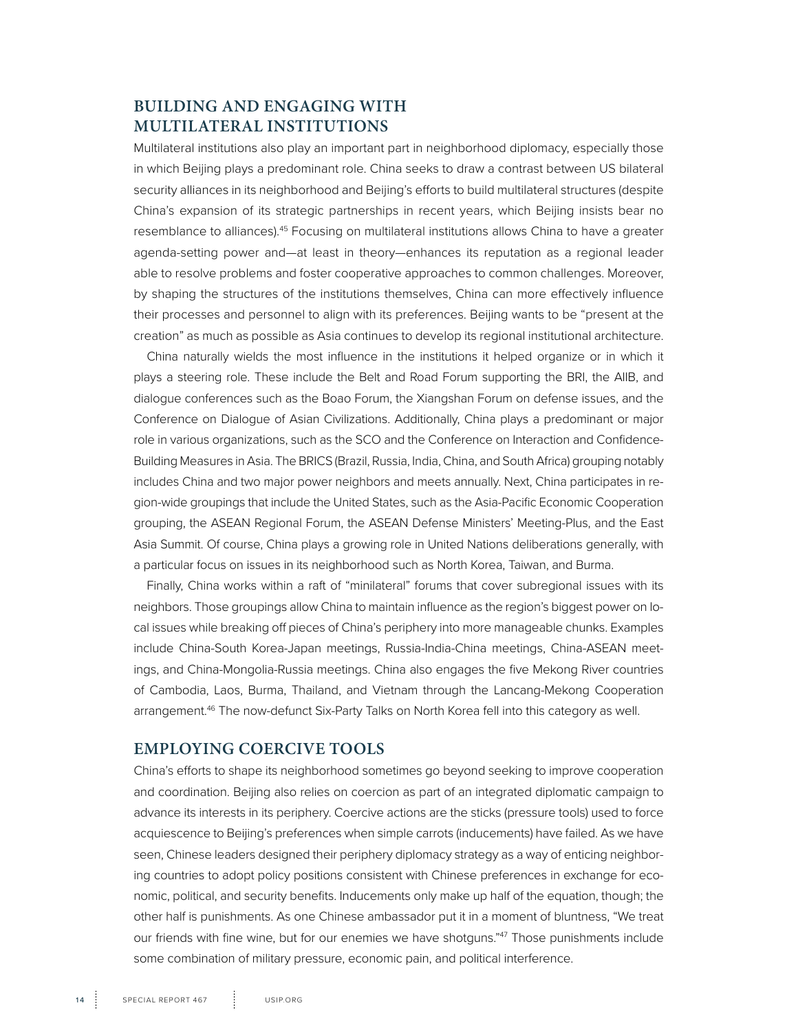## BUILDING AND ENGAGING WITH MULTILATERAL INSTITUTIONS

Multilateral institutions also play an important part in neighborhood diplomacy, especially those in which Beijing plays a predominant role. China seeks to draw a contrast between US bilateral security alliances in its neighborhood and Beijing's efforts to build multilateral structures (despite China's expansion of its strategic partnerships in recent years, which Beijing insists bear no resemblance to alliances).[45] Focusing on multilateral institutions allows China to have a greater agenda-setting power and—at least in theory—enhances its reputation as a regional leader able to resolve problems and foster cooperative approaches to common challenges. Moreover, by shaping the structures of the institutions themselves, China can more effectively influence their processes and personnel to align with its preferences. Beijing wants to be "present at the creation" as much as possible as Asia continues to develop its regional institutional architecture.

China naturally wields the most influence in the institutions it helped organize or in which it plays a steering role. These include the Belt and Road Forum supporting the BRI, the AIIB, and dialogue conferences such as the Boao Forum, the Xiangshan Forum on defense issues, and the Conference on Dialogue of Asian Civilizations. Additionally, China plays a predominant or major role in various organizations, such as the SCO and the Conference on Interaction and Confidence-Building Measures in Asia. The BRICS (Brazil, Russia, India, China, and South Africa) grouping notably includes China and two major power neighbors and meets annually. Next, China participates in region-wide groupings that include the United States, such as the Asia-Pacific Economic Cooperation grouping, the ASEAN Regional Forum, the ASEAN Defense Ministers' Meeting-Plus, and the East Asia Summit. Of course, China plays a growing role in United Nations deliberations generally, with a particular focus on issues in its neighborhood such as North Korea, Taiwan, and Burma.

Finally, China works within a raft of "minilateral" forums that cover subregional issues with its neighbors. Those groupings allow China to maintain influence as the region's biggest power on local issues while breaking off pieces of China's periphery into more manageable chunks. Examples include China-South Korea-Japan meetings, Russia-India-China meetings, China-ASEAN meetings, and China-Mongolia-Russia meetings. China also engages the five Mekong River countries of Cambodia, Laos, Burma, Thailand, and Vietnam through the Lancang-Mekong Cooperation arrangement.[46] The now-defunct Six-Party Talks on North Korea fell into this category as well.

## EMPLOYING COERCIVE TOOLS

China's efforts to shape its neighborhood sometimes go beyond seeking to improve cooperation and coordination. Beijing also relies on coercion as part of an integrated diplomatic campaign to advance its interests in its periphery. Coercive actions are the sticks (pressure tools) used to force acquiescence to Beijing's preferences when simple carrots (inducements) have failed. As we have seen, Chinese leaders designed their periphery diplomacy strategy as a way of enticing neighboring countries to adopt policy positions consistent with Chinese preferences in exchange for economic, political, and security benefits. Inducements only make up half of the equation, though; the other half is punishments. As one Chinese ambassador put it in a moment of bluntness, "We treat our friends with fine wine, but for our enemies we have shotguns."[47] Those punishments include some combination of military pressure, economic pain, and political interference.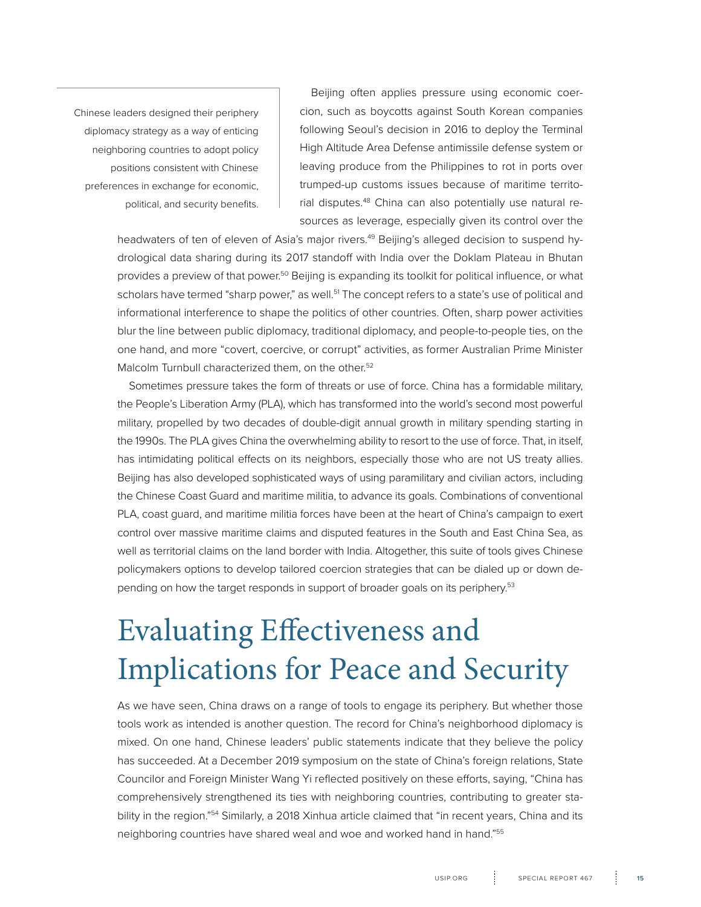> Chinese leaders designed their periphery diplomacy strategy as a way of enticing neighboring countries to adopt policy positions consistent with Chinese preferences in exchange for economic, political, and security benefits.

Beijing often applies pressure using economic coercion, such as boycotts against South Korean companies following Seoul's decision in 2016 to deploy the Terminal High Altitude Area Defense antimissile defense system or leaving produce from the Philippines to rot in ports over trumped-up customs issues because of maritime territorial disputes.[48] China can also potentially use natural resources as leverage, especially given its control over the headwaters of ten of eleven of Asia's major rivers.[49] Beijing's alleged decision to suspend hydrological data sharing during its 2017 standoff with India over the Doklam Plateau in Bhutan provides a preview of that power.[50] Beijing is expanding its toolkit for political influence, or what scholars have termed "sharp power," as well.[51] The concept refers to a state's use of political and informational interference to shape the politics of other countries. Often, sharp power activities blur the line between public diplomacy, traditional diplomacy, and people-to-people ties, on the one hand, and more "covert, coercive, or corrupt" activities, as former Australian Prime Minister Malcolm Turnbull characterized them, on the other.[52]

Sometimes pressure takes the form of threats or use of force. China has a formidable military, the People's Liberation Army (PLA), which has transformed into the world's second most powerful military, propelled by two decades of double-digit annual growth in military spending starting in the 1990s. The PLA gives China the overwhelming ability to resort to the use of force. That, in itself, has intimidating political effects on its neighbors, especially those who are not US treaty allies. Beijing has also developed sophisticated ways of using paramilitary and civilian actors, including the Chinese Coast Guard and maritime militia, to advance its goals. Combinations of conventional PLA, coast guard, and maritime militia forces have been at the heart of China's campaign to exert control over massive maritime claims and disputed features in the South and East China Sea, as well as territorial claims on the land border with India. Altogether, this suite of tools gives Chinese policymakers options to develop tailored coercion strategies that can be dialed up or down depending on how the target responds in support of broader goals on its periphery.[53]

# Evaluating Effectiveness and Implications for Peace and Security

As we have seen, China draws on a range of tools to engage its periphery. But whether those tools work as intended is another question. The record for China's neighborhood diplomacy is mixed. On one hand, Chinese leaders' public statements indicate that they believe the policy has succeeded. At a December 2019 symposium on the state of China's foreign relations, State Councilor and Foreign Minister Wang Yi reflected positively on these efforts, saying, "China has comprehensively strengthened its ties with neighboring countries, contributing to greater stability in the region."[54] Similarly, a 2018 Xinhua article claimed that "in recent years, China and its neighboring countries have shared weal and woe and worked hand in hand."[55]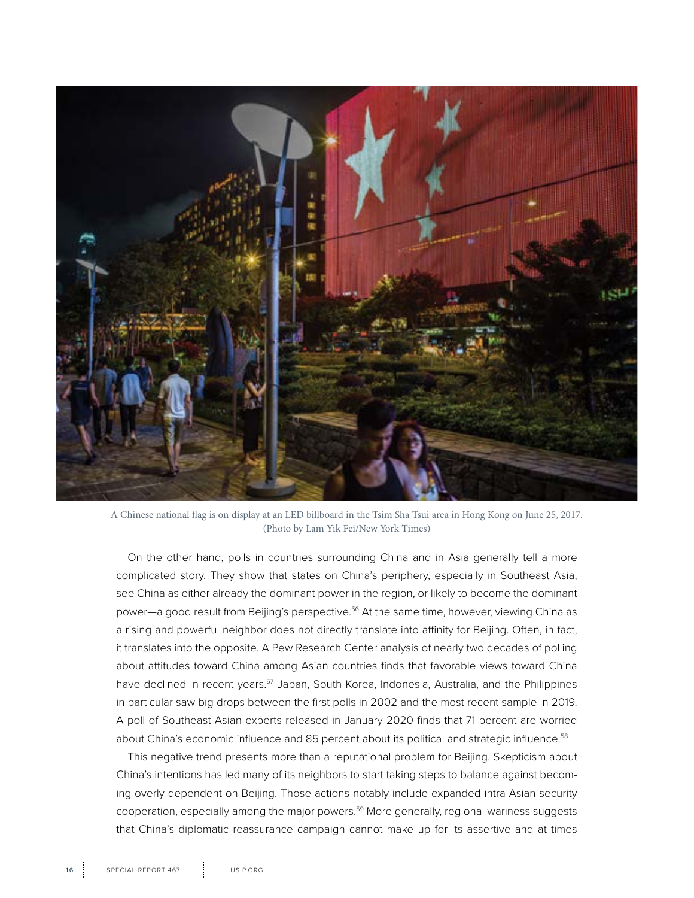A Chinese national flag is on display at an LED billboard in the Tsim Sha Tsui area in Hong Kong on June 25, 2017. (Photo by Lam Yik Fei/New York Times)

On the other hand, polls in countries surrounding China and in Asia generally tell a more complicated story. They show that states on China's periphery, especially in Southeast Asia, see China as either already the dominant power in the region, or likely to become the dominant power—a good result from Beijing's perspective.[56] At the same time, however, viewing China as a rising and powerful neighbor does not directly translate into affinity for Beijing. Often, in fact, it translates into the opposite. A Pew Research Center analysis of nearly two decades of polling about attitudes toward China among Asian countries finds that favorable views toward China have declined in recent years.[57] Japan, South Korea, Indonesia, Australia, and the Philippines in particular saw big drops between the first polls in 2002 and the most recent sample in 2019. A poll of Southeast Asian experts released in January 2020 finds that 71 percent are worried about China's economic influence and 85 percent about its political and strategic influence.[58]

This negative trend presents more than a reputational problem for Beijing. Skepticism about China's intentions has led many of its neighbors to start taking steps to balance against becoming overly dependent on Beijing. Those actions notably include expanded intra-Asian security cooperation, especially among the major powers.[59] More generally, regional wariness suggests that China's diplomatic reassurance campaign cannot make up for its assertive and at times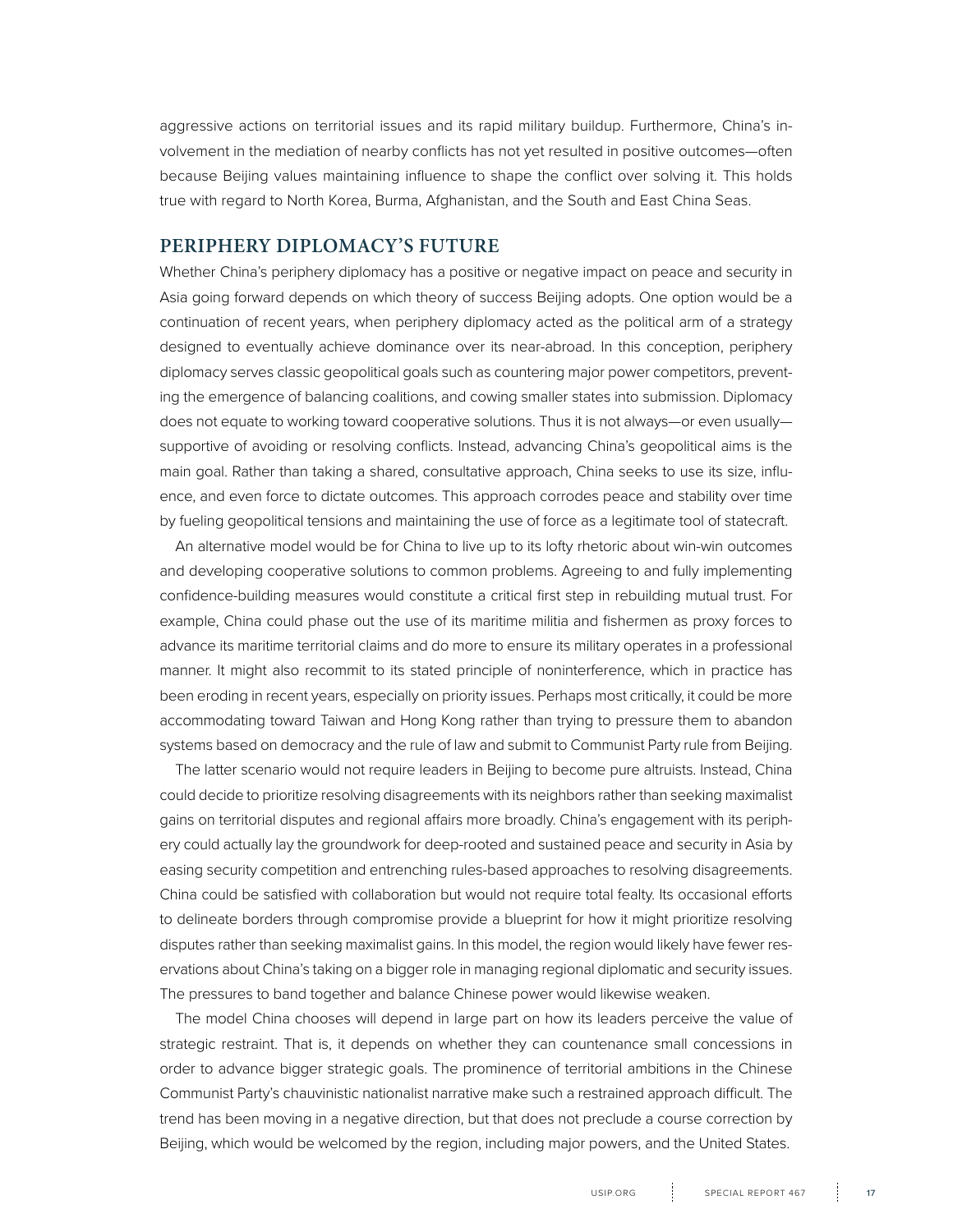aggressive actions on territorial issues and its rapid military buildup. Furthermore, China's involvement in the mediation of nearby conflicts has not yet resulted in positive outcomes—often because Beijing values maintaining influence to shape the conflict over solving it. This holds true with regard to North Korea, Burma, Afghanistan, and the South and East China Seas.

## PERIPHERY DIPLOMACY'S FUTURE

Whether China's periphery diplomacy has a positive or negative impact on peace and security in Asia going forward depends on which theory of success Beijing adopts. One option would be a continuation of recent years, when periphery diplomacy acted as the political arm of a strategy designed to eventually achieve dominance over its near-abroad. In this conception, periphery diplomacy serves classic geopolitical goals such as countering major power competitors, preventing the emergence of balancing coalitions, and cowing smaller states into submission. Diplomacy does not equate to working toward cooperative solutions. Thus it is not always—or even usually—supportive of avoiding or resolving conflicts. Instead, advancing China's geopolitical aims is the main goal. Rather than taking a shared, consultative approach, China seeks to use its size, influence, and even force to dictate outcomes. This approach corrodes peace and stability over time by fueling geopolitical tensions and maintaining the use of force as a legitimate tool of statecraft.

An alternative model would be for China to live up to its lofty rhetoric about win-win outcomes and developing cooperative solutions to common problems. Agreeing to and fully implementing confidence-building measures would constitute a critical first step in rebuilding mutual trust. For example, China could phase out the use of its maritime militia and fishermen as proxy forces to advance its maritime territorial claims and do more to ensure its military operates in a professional manner. It might also recommit to its stated principle of noninterference, which in practice has been eroding in recent years, especially on priority issues. Perhaps most critically, it could be more accommodating toward Taiwan and Hong Kong rather than trying to pressure them to abandon systems based on democracy and the rule of law and submit to Communist Party rule from Beijing.

The latter scenario would not require leaders in Beijing to become pure altruists. Instead, China could decide to prioritize resolving disagreements with its neighbors rather than seeking maximalist gains on territorial disputes and regional affairs more broadly. China's engagement with its periphery could actually lay the groundwork for deep-rooted and sustained peace and security in Asia by easing security competition and entrenching rules-based approaches to resolving disagreements. China could be satisfied with collaboration but would not require total fealty. Its occasional efforts to delineate borders through compromise provide a blueprint for how it might prioritize resolving disputes rather than seeking maximalist gains. In this model, the region would likely have fewer reservations about China's taking on a bigger role in managing regional diplomatic and security issues. The pressures to band together and balance Chinese power would likewise weaken.

The model China chooses will depend in large part on how its leaders perceive the value of strategic restraint. That is, it depends on whether they can countenance small concessions in order to advance bigger strategic goals. The prominence of territorial ambitions in the Chinese Communist Party's chauvinistic nationalist narrative make such a restrained approach difficult. The trend has been moving in a negative direction, but that does not preclude a course correction by Beijing, which would be welcomed by the region, including major powers, and the United States.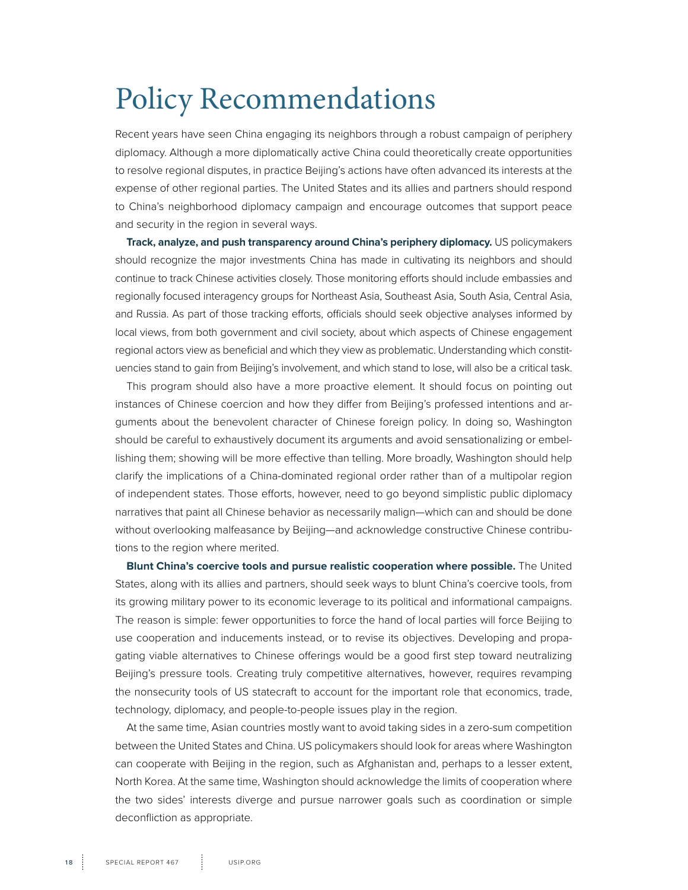# Policy Recommendations

Recent years have seen China engaging its neighbors through a robust campaign of periphery diplomacy. Although a more diplomatically active China could theoretically create opportunities to resolve regional disputes, in practice Beijing's actions have often advanced its interests at the expense of other regional parties. The United States and its allies and partners should respond to China's neighborhood diplomacy campaign and encourage outcomes that support peace and security in the region in several ways.

**Track, analyze, and push transparency around China's periphery diplomacy.** US policymakers should recognize the major investments China has made in cultivating its neighbors and should continue to track Chinese activities closely. Those monitoring efforts should include embassies and regionally focused interagency groups for Northeast Asia, Southeast Asia, South Asia, Central Asia, and Russia. As part of those tracking efforts, officials should seek objective analyses informed by local views, from both government and civil society, about which aspects of Chinese engagement regional actors view as beneficial and which they view as problematic. Understanding which constituencies stand to gain from Beijing's involvement, and which stand to lose, will also be a critical task.

This program should also have a more proactive element. It should focus on pointing out instances of Chinese coercion and how they differ from Beijing's professed intentions and arguments about the benevolent character of Chinese foreign policy. In doing so, Washington should be careful to exhaustively document its arguments and avoid sensationalizing or embellishing them; showing will be more effective than telling. More broadly, Washington should help clarify the implications of a China-dominated regional order rather than of a multipolar region of independent states. Those efforts, however, need to go beyond simplistic public diplomacy narratives that paint all Chinese behavior as necessarily malign—which can and should be done without overlooking malfeasance by Beijing—and acknowledge constructive Chinese contributions to the region where merited.

**Blunt China's coercive tools and pursue realistic cooperation where possible.** The United States, along with its allies and partners, should seek ways to blunt China's coercive tools, from its growing military power to its economic leverage to its political and informational campaigns. The reason is simple: fewer opportunities to force the hand of local parties will force Beijing to use cooperation and inducements instead, or to revise its objectives. Developing and propagating viable alternatives to Chinese offerings would be a good first step toward neutralizing Beijing's pressure tools. Creating truly competitive alternatives, however, requires revamping the nonsecurity tools of US statecraft to account for the important role that economics, trade, technology, diplomacy, and people-to-people issues play in the region.

At the same time, Asian countries mostly want to avoid taking sides in a zero-sum competition between the United States and China. US policymakers should look for areas where Washington can cooperate with Beijing in the region, such as Afghanistan and, perhaps to a lesser extent, North Korea. At the same time, Washington should acknowledge the limits of cooperation where the two sides' interests diverge and pursue narrower goals such as coordination or simple deconfliction as appropriate.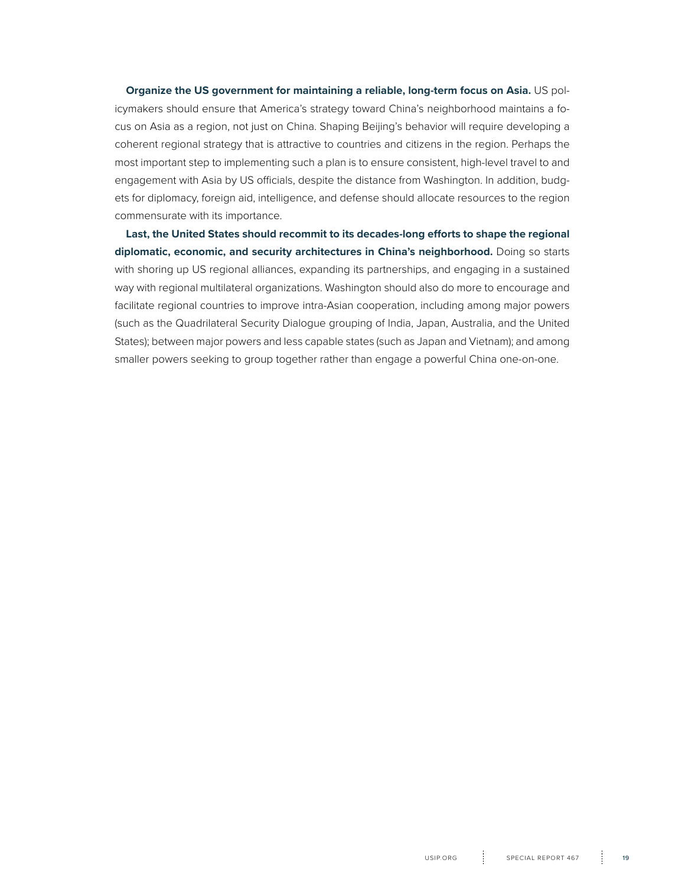**Organize the US government for maintaining a reliable, long-term focus on Asia.** US policymakers should ensure that America's strategy toward China's neighborhood maintains a focus on Asia as a region, not just on China. Shaping Beijing's behavior will require developing a coherent regional strategy that is attractive to countries and citizens in the region. Perhaps the most important step to implementing such a plan is to ensure consistent, high-level travel to and engagement with Asia by US officials, despite the distance from Washington. In addition, budgets for diplomacy, foreign aid, intelligence, and defense should allocate resources to the region commensurate with its importance.

**Last, the United States should recommit to its decades-long efforts to shape the regional diplomatic, economic, and security architectures in China's neighborhood.** Doing so starts with shoring up US regional alliances, expanding its partnerships, and engaging in a sustained way with regional multilateral organizations. Washington should also do more to encourage and facilitate regional countries to improve intra-Asian cooperation, including among major powers (such as the Quadrilateral Security Dialogue grouping of India, Japan, Australia, and the United States); between major powers and less capable states (such as Japan and Vietnam); and among smaller powers seeking to group together rather than engage a powerful China one-on-one.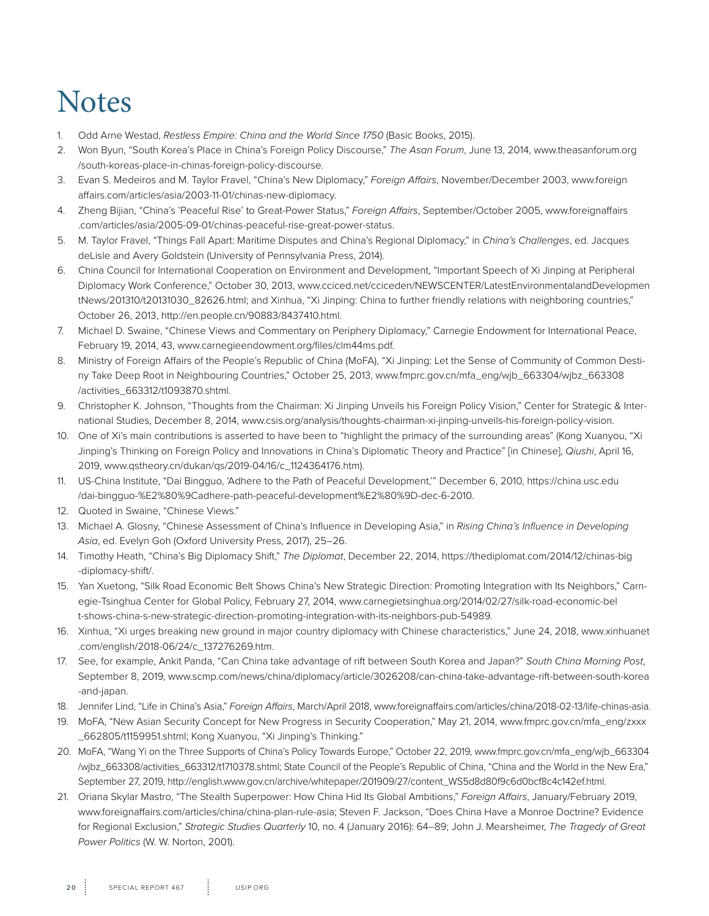# Notes

1. Odd Arne Westad, *Restless Empire: China and the World Since 1750* (Basic Books, 2015).
2. Won Byun, "South Korea's Place in China's Foreign Policy Discourse," *The Asan Forum*, June 13, 2014, www.theasanforum.org/south-koreas-place-in-chinas-foreign-policy-discourse.
3. Evan S. Medeiros and M. Taylor Fravel, "China's New Diplomacy," *Foreign Affairs*, November/December 2003, www.foreignaffairs.com/articles/asia/2003-11-01/chinas-new-diplomacy.
4. Zheng Bijian, "China's 'Peaceful Rise' to Great-Power Status," *Foreign Affairs*, September/October 2005, www.foreignaffairs.com/articles/asia/2005-09-01/chinas-peaceful-rise-great-power-status.
5. M. Taylor Fravel, "Things Fall Apart: Maritime Disputes and China's Regional Diplomacy," in *China's Challenges*, ed. Jacques deLisle and Avery Goldstein (University of Pennsylvania Press, 2014).
6. China Council for International Cooperation on Environment and Development, "Important Speech of Xi Jinping at Peripheral Diplomacy Work Conference," October 30, 2013, www.cciced.net/cciceden/NEWSCENTER/LatestEnvironmentalandDevelopmentNews/201310/t20131030_82626.html; and Xinhua, "Xi Jinping: China to further friendly relations with neighboring countries," October 26, 2013, http://en.people.cn/90883/8437410.html.
7. Michael D. Swaine, "Chinese Views and Commentary on Periphery Diplomacy," Carnegie Endowment for International Peace, February 19, 2014, 43, www.carnegieendowment.org/files/clm44ms.pdf.
8. Ministry of Foreign Affairs of the People's Republic of China (MoFA), "Xi Jinping: Let the Sense of Community of Common Destiny Take Deep Root in Neighbouring Countries," October 25, 2013, www.fmprc.gov.cn/mfa_eng/wjb_663304/wjbz_663308/activities_663312/t1093870.shtml.
9. Christopher K. Johnson, "Thoughts from the Chairman: Xi Jinping Unveils his Foreign Policy Vision," Center for Strategic & International Studies, December 8, 2014, www.csis.org/analysis/thoughts-chairman-xi-jinping-unveils-his-foreign-policy-vision.
10. One of Xi's main contributions is asserted to have been to "highlight the primacy of the surrounding areas" (Kong Xuanyou, "Xi Jinping's Thinking on Foreign Policy and Innovations in China's Diplomatic Theory and Practice" [in Chinese], *Qiushi*, April 16, 2019, www.qstheory.cn/dukan/qs/2019-04/16/c_1124364176.htm).
11. US-China Institute, "Dai Bingguo, 'Adhere to the Path of Peaceful Development,'" December 6, 2010, https://china.usc.edu/dai-bingguo-%E2%80%9Cadhere-path-peaceful-development%E2%80%9D-dec-6-2010.
12. Quoted in Swaine, "Chinese Views."
13. Michael A. Glosny, "Chinese Assessment of China's Influence in Developing Asia," in *Rising China's Influence in Developing Asia*, ed. Evelyn Goh (Oxford University Press, 2017), 25–26.
14. Timothy Heath, "China's Big Diplomacy Shift," *The Diplomat*, December 22, 2014, https://thediplomat.com/2014/12/chinas-big-diplomacy-shift/.
15. Yan Xuetong, "Silk Road Economic Belt Shows China's New Strategic Direction: Promoting Integration with Its Neighbors," Carnegie-Tsinghua Center for Global Policy, February 27, 2014, www.carnegietsinghua.org/2014/02/27/silk-road-economic-belt-shows-china-s-new-strategic-direction-promoting-integration-with-its-neighbors-pub-54989.
16. Xinhua, "Xi urges breaking new ground in major country diplomacy with Chinese characteristics," June 24, 2018, www.xinhuanet.com/english/2018-06/24/c_137276269.htm.
17. See, for example, Ankit Panda, "Can China take advantage of rift between South Korea and Japan?" *South China Morning Post*, September 8, 2019, www.scmp.com/news/china/diplomacy/article/3026208/can-china-take-advantage-rift-between-south-korea-and-japan.
18. Jennifer Lind, "Life in China's Asia," *Foreign Affairs*, March/April 2018, www.foreignaffairs.com/articles/china/2018-02-13/life-chinas-asia.
19. MoFA, "New Asian Security Concept for New Progress in Security Cooperation," May 21, 2014, www.fmprc.gov.cn/mfa_eng/zxxx_662805/t1159951.shtml; Kong Xuanyou, "Xi Jinping's Thinking."
20. MoFA, "Wang Yi on the Three Supports of China's Policy Towards Europe," October 22, 2019, www.fmprc.gov.cn/mfa_eng/wjb_663304/wjbz_663308/activities_663312/t1710378.shtml; State Council of the People's Republic of China, "China and the World in the New Era," September 27, 2019, http://english.www.gov.cn/archive/whitepaper/201909/27/content_WS5d8d80f9c6d0bcf8c4c142ef.html.
21. Oriana Skylar Mastro, "The Stealth Superpower: How China Hid Its Global Ambitions," *Foreign Affairs*, January/February 2019, www.foreignaffairs.com/articles/china/china-plan-rule-asia; Steven F. Jackson, "Does China Have a Monroe Doctrine? Evidence for Regional Exclusion," *Strategic Studies Quarterly* 10, no. 4 (January 2016): 64–89; John J. Mearsheimer, *The Tragedy of Great Power Politics* (W. W. Norton, 2001).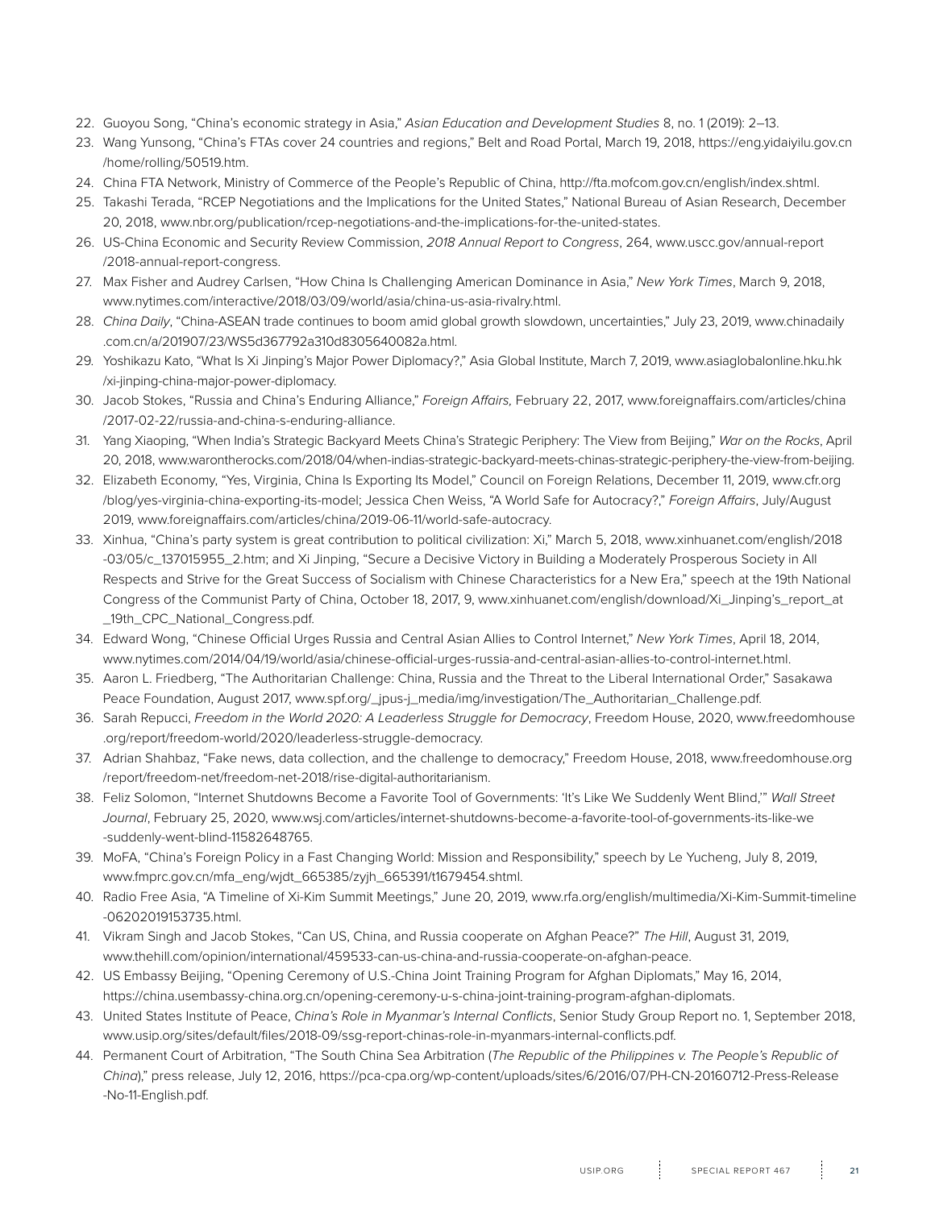22. Guoyou Song, “China’s economic strategy in Asia,” *Asian Education and Development Studies* 8, no. 1 (2019): 2–13.
23. Wang Yunsong, “China’s FTAs cover 24 countries and regions,” Belt and Road Portal, March 19, 2018, https://eng.yidaiyilu.gov.cn/home/rolling/50519.htm.
24. China FTA Network, Ministry of Commerce of the People’s Republic of China, http://fta.mofcom.gov.cn/english/index.shtml.
25. Takashi Terada, “RCEP Negotiations and the Implications for the United States,” National Bureau of Asian Research, December 20, 2018, www.nbr.org/publication/rcep-negotiations-and-the-implications-for-the-united-states.
26. US-China Economic and Security Review Commission, *2018 Annual Report to Congress*, 264, www.uscc.gov/annual-report/2018-annual-report-congress.
27. Max Fisher and Audrey Carlsen, “How China Is Challenging American Dominance in Asia,” *New York Times*, March 9, 2018, www.nytimes.com/interactive/2018/03/09/world/asia/china-us-asia-rivalry.html.
28. *China Daily*, “China-ASEAN trade continues to boom amid global growth slowdown, uncertainties,” July 23, 2019, www.chinadaily.com.cn/a/201907/23/WS5d367792a310d8305640082a.html.
29. Yoshikazu Kato, “What Is Xi Jinping’s Major Power Diplomacy?,” Asia Global Institute, March 7, 2019, www.asiaglobalonline.hku.hk/xi-jinping-china-major-power-diplomacy.
30. Jacob Stokes, “Russia and China’s Enduring Alliance,” *Foreign Affairs,* February 22, 2017, www.foreignaffairs.com/articles/china/2017-02-22/russia-and-china-s-enduring-alliance.
31. Yang Xiaoping, “When India’s Strategic Backyard Meets China’s Strategic Periphery: The View from Beijing,” *War on the Rocks*, April 20, 2018, www.warontherocks.com/2018/04/when-indias-strategic-backyard-meets-chinas-strategic-periphery-the-view-from-beijing.
32. Elizabeth Economy, “Yes, Virginia, China Is Exporting Its Model,” Council on Foreign Relations, December 11, 2019, www.cfr.org/blog/yes-virginia-china-exporting-its-model; Jessica Chen Weiss, “A World Safe for Autocracy?,” *Foreign Affairs*, July/August 2019, www.foreignaffairs.com/articles/china/2019-06-11/world-safe-autocracy.
33. Xinhua, “China’s party system is great contribution to political civilization: Xi,” March 5, 2018, www.xinhuanet.com/english/2018-03/05/c_137015955_2.htm; and Xi Jinping, “Secure a Decisive Victory in Building a Moderately Prosperous Society in All Respects and Strive for the Great Success of Socialism with Chinese Characteristics for a New Era,” speech at the 19th National Congress of the Communist Party of China, October 18, 2017, 9, www.xinhuanet.com/english/download/Xi_Jinping’s_report_at_19th_CPC_National_Congress.pdf.
34. Edward Wong, “Chinese Official Urges Russia and Central Asian Allies to Control Internet,” *New York Times*, April 18, 2014, www.nytimes.com/2014/04/19/world/asia/chinese-official-urges-russia-and-central-asian-allies-to-control-internet.html.
35. Aaron L. Friedberg, “The Authoritarian Challenge: China, Russia and the Threat to the Liberal International Order,” Sasakawa Peace Foundation, August 2017, www.spf.org/_jpus-j_media/img/investigation/The_Authoritarian_Challenge.pdf.
36. Sarah Repucci, *Freedom in the World 2020: A Leaderless Struggle for Democracy*, Freedom House, 2020, www.freedomhouse.org/report/freedom-world/2020/leaderless-struggle-democracy.
37. Adrian Shahbaz, “Fake news, data collection, and the challenge to democracy,” Freedom House, 2018, www.freedomhouse.org/report/freedom-net/freedom-net-2018/rise-digital-authoritarianism.
38. Feliz Solomon, “Internet Shutdowns Become a Favorite Tool of Governments: ‘It’s Like We Suddenly Went Blind,’” *Wall Street Journal*, February 25, 2020, www.wsj.com/articles/internet-shutdowns-become-a-favorite-tool-of-governments-its-like-we-suddenly-went-blind-11582648765.
39. MoFA, “China’s Foreign Policy in a Fast Changing World: Mission and Responsibility,” speech by Le Yucheng, July 8, 2019, www.fmprc.gov.cn/mfa_eng/wjdt_665385/zyjh_665391/t1679454.shtml.
40. Radio Free Asia, “A Timeline of Xi-Kim Summit Meetings,” June 20, 2019, www.rfa.org/english/multimedia/Xi-Kim-Summit-timeline-06202019153735.html.
41. Vikram Singh and Jacob Stokes, “Can US, China, and Russia cooperate on Afghan Peace?” *The Hill*, August 31, 2019, www.thehill.com/opinion/international/459533-can-us-china-and-russia-cooperate-on-afghan-peace.
42. US Embassy Beijing, “Opening Ceremony of U.S.-China Joint Training Program for Afghan Diplomats,” May 16, 2014, https://china.usembassy-china.org.cn/opening-ceremony-u-s-china-joint-training-program-afghan-diplomats.
43. United States Institute of Peace, *China’s Role in Myanmar’s Internal Conflicts*, Senior Study Group Report no. 1, September 2018, www.usip.org/sites/default/files/2018-09/ssg-report-chinas-role-in-myanmars-internal-conflicts.pdf.
44. Permanent Court of Arbitration, “The South China Sea Arbitration (*The Republic of the Philippines v. The People’s Republic of China*),” press release, July 12, 2016, https://pca-cpa.org/wp-content/uploads/sites/6/2016/07/PH-CN-20160712-Press-Release-No-11-English.pdf.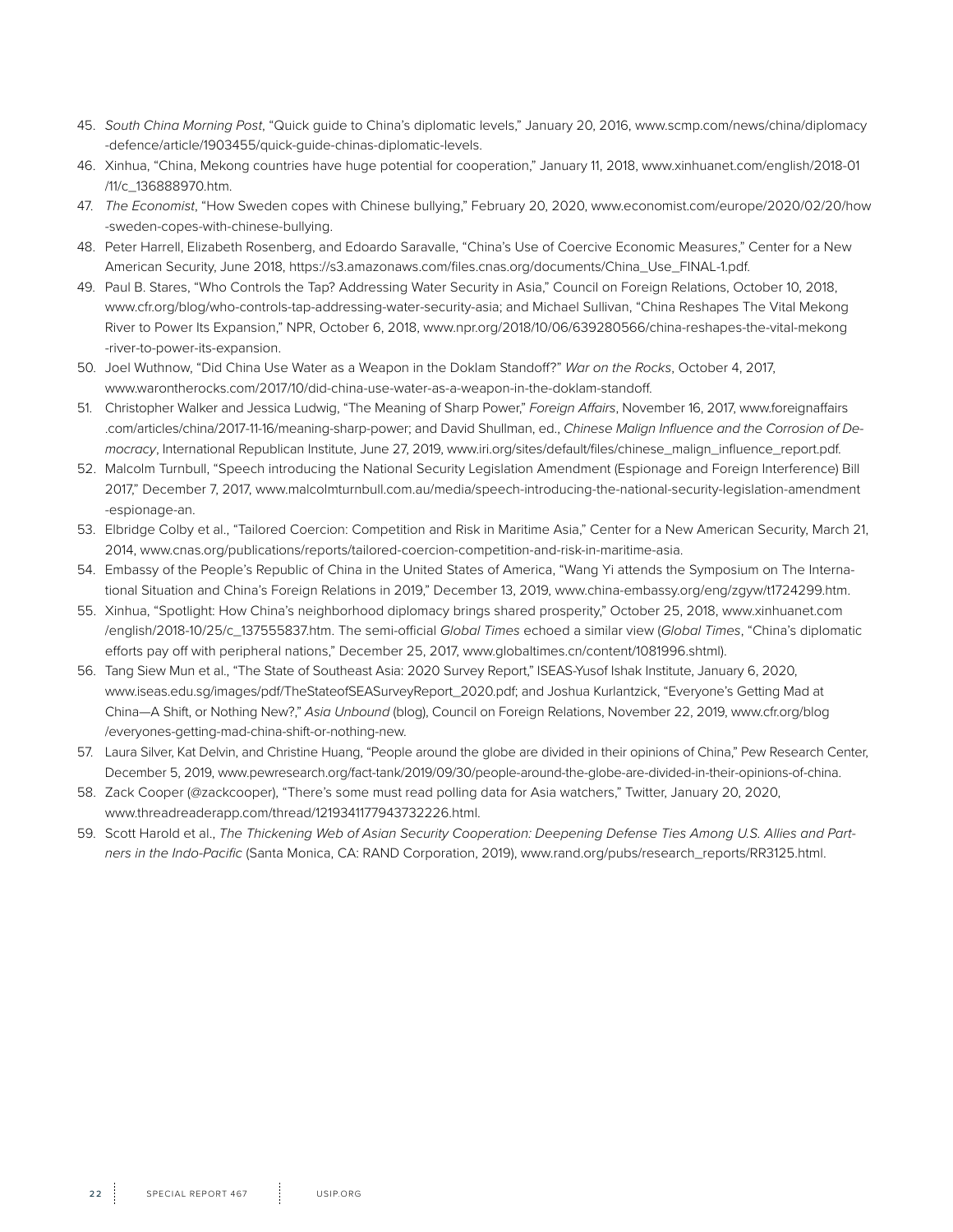45. *South China Morning Post*, "Quick guide to China's diplomatic levels," January 20, 2016, www.scmp.com/news/china/diplomacy-defence/article/1903455/quick-guide-chinas-diplomatic-levels.
46. Xinhua, "China, Mekong countries have huge potential for cooperation," January 11, 2018, www.xinhuanet.com/english/2018-01/11/c_136888970.htm.
47. *The Economist*, "How Sweden copes with Chinese bullying," February 20, 2020, www.economist.com/europe/2020/02/20/how-sweden-copes-with-chinese-bullying.
48. Peter Harrell, Elizabeth Rosenberg, and Edoardo Saravalle, "China's Use of Coercive Economic Measures," Center for a New American Security, June 2018, https://s3.amazonaws.com/files.cnas.org/documents/China_Use_FINAL-1.pdf.
49. Paul B. Stares, "Who Controls the Tap? Addressing Water Security in Asia," Council on Foreign Relations, October 10, 2018, www.cfr.org/blog/who-controls-tap-addressing-water-security-asia; and Michael Sullivan, "China Reshapes The Vital Mekong River to Power Its Expansion," NPR, October 6, 2018, www.npr.org/2018/10/06/639280566/china-reshapes-the-vital-mekong-river-to-power-its-expansion.
50. Joel Wuthnow, "Did China Use Water as a Weapon in the Doklam Standoff?" *War on the Rocks*, October 4, 2017, www.warontherocks.com/2017/10/did-china-use-water-as-a-weapon-in-the-doklam-standoff.
51. Christopher Walker and Jessica Ludwig, "The Meaning of Sharp Power," *Foreign Affairs*, November 16, 2017, www.foreignaffairs.com/articles/china/2017-11-16/meaning-sharp-power; and David Shullman, ed., *Chinese Malign Influence and the Corrosion of Democracy*, International Republican Institute, June 27, 2019, www.iri.org/sites/default/files/chinese_malign_influence_report.pdf.
52. Malcolm Turnbull, "Speech introducing the National Security Legislation Amendment (Espionage and Foreign Interference) Bill 2017," December 7, 2017, www.malcolmturnbull.com.au/media/speech-introducing-the-national-security-legislation-amendment-espionage-an.
53. Elbridge Colby et al., "Tailored Coercion: Competition and Risk in Maritime Asia," Center for a New American Security, March 21, 2014, www.cnas.org/publications/reports/tailored-coercion-competition-and-risk-in-maritime-asia.
54. Embassy of the People's Republic of China in the United States of America, "Wang Yi attends the Symposium on The International Situation and China's Foreign Relations in 2019," December 13, 2019, www.china-embassy.org/eng/zgyw/t1724299.htm.
55. Xinhua, "Spotlight: How China's neighborhood diplomacy brings shared prosperity," October 25, 2018, www.xinhuanet.com/english/2018-10/25/c_137555837.htm. The semi-official *Global Times* echoed a similar view (*Global Times*, "China's diplomatic efforts pay off with peripheral nations," December 25, 2017, www.globaltimes.cn/content/1081996.shtml).
56. Tang Siew Mun et al., "The State of Southeast Asia: 2020 Survey Report," ISEAS-Yusof Ishak Institute, January 6, 2020, www.iseas.edu.sg/images/pdf/TheStateofSEASurveyReport_2020.pdf; and Joshua Kurlantzick, "Everyone's Getting Mad at China—A Shift, or Nothing New?," *Asia Unbound* (blog), Council on Foreign Relations, November 22, 2019, www.cfr.org/blog/everyones-getting-mad-china-shift-or-nothing-new.
57. Laura Silver, Kat Delvin, and Christine Huang, "People around the globe are divided in their opinions of China," Pew Research Center, December 5, 2019, www.pewresearch.org/fact-tank/2019/09/30/people-around-the-globe-are-divided-in-their-opinions-of-china.
58. Zack Cooper (@zackcooper), "There's some must read polling data for Asia watchers," Twitter, January 20, 2020, www.threadreaderapp.com/thread/1219341177943732226.html.
59. Scott Harold et al., *The Thickening Web of Asian Security Cooperation: Deepening Defense Ties Among U.S. Allies and Partners in the Indo-Pacific* (Santa Monica, CA: RAND Corporation, 2019), www.rand.org/pubs/research_reports/RR3125.html.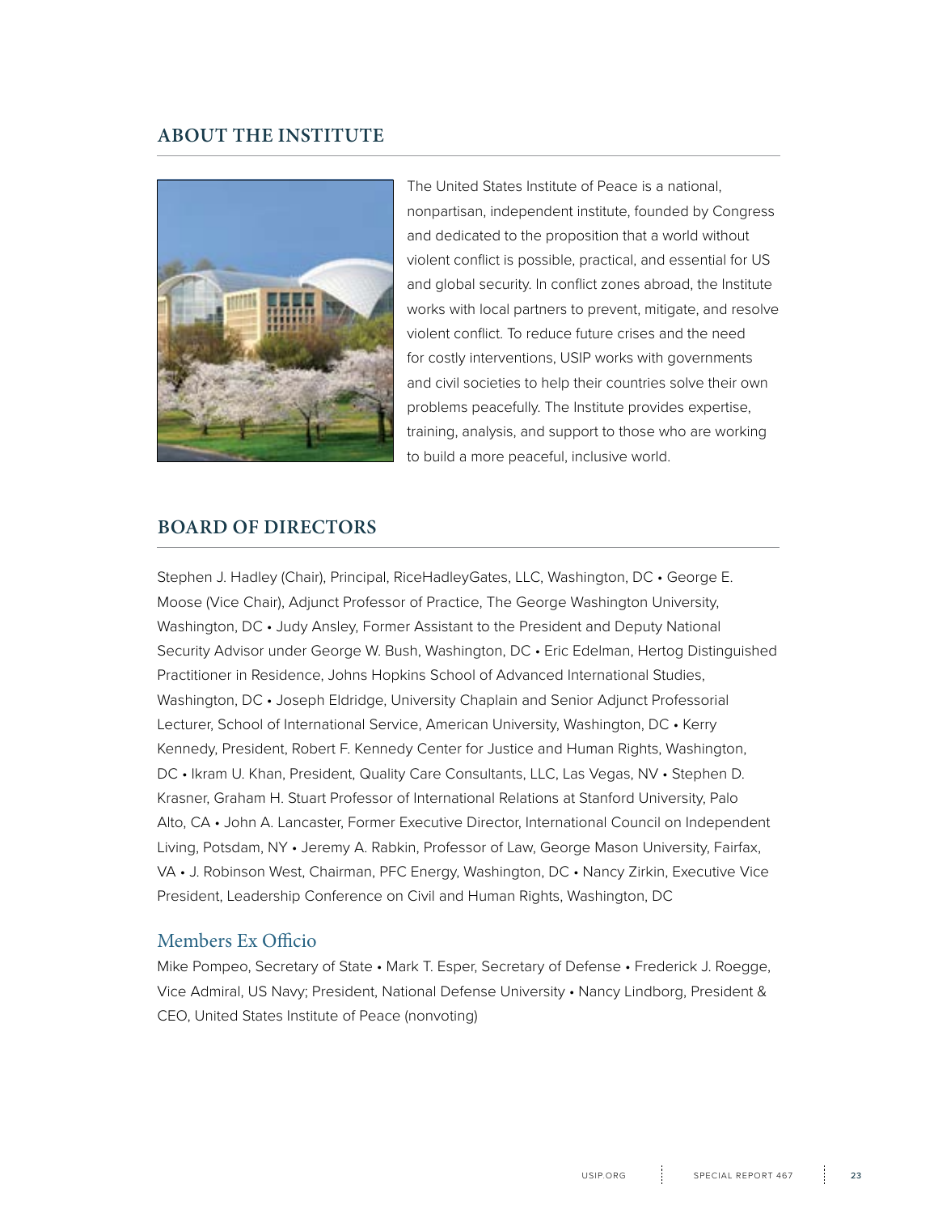## ABOUT THE INSTITUTE

The United States Institute of Peace is a national, nonpartisan, independent institute, founded by Congress and dedicated to the proposition that a world without violent conflict is possible, practical, and essential for US and global security. In conflict zones abroad, the Institute works with local partners to prevent, mitigate, and resolve violent conflict. To reduce future crises and the need for costly interventions, USIP works with governments and civil societies to help their countries solve their own problems peacefully. The Institute provides expertise, training, analysis, and support to those who are working to build a more peaceful, inclusive world.

## BOARD OF DIRECTORS

Stephen J. Hadley (Chair), Principal, RiceHadleyGates, LLC, Washington, DC • George E. Moose (Vice Chair), Adjunct Professor of Practice, The George Washington University, Washington, DC • Judy Ansley, Former Assistant to the President and Deputy National Security Advisor under George W. Bush, Washington, DC • Eric Edelman, Hertog Distinguished Practitioner in Residence, Johns Hopkins School of Advanced International Studies, Washington, DC • Joseph Eldridge, University Chaplain and Senior Adjunct Professorial Lecturer, School of International Service, American University, Washington, DC • Kerry Kennedy, President, Robert F. Kennedy Center for Justice and Human Rights, Washington, DC • Ikram U. Khan, President, Quality Care Consultants, LLC, Las Vegas, NV • Stephen D. Krasner, Graham H. Stuart Professor of International Relations at Stanford University, Palo Alto, CA • John A. Lancaster, Former Executive Director, International Council on Independent Living, Potsdam, NY • Jeremy A. Rabkin, Professor of Law, George Mason University, Fairfax, VA • J. Robinson West, Chairman, PFC Energy, Washington, DC • Nancy Zirkin, Executive Vice President, Leadership Conference on Civil and Human Rights, Washington, DC

### Members Ex Officio

Mike Pompeo, Secretary of State • Mark T. Esper, Secretary of Defense • Frederick J. Roegge, Vice Admiral, US Navy; President, National Defense University • Nancy Lindborg, President & CEO, United States Institute of Peace (nonvoting)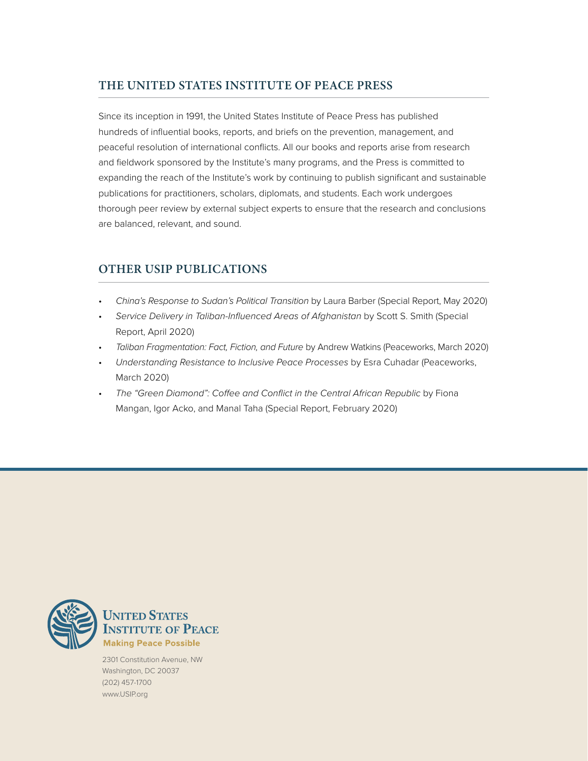## THE UNITED STATES INSTITUTE OF PEACE PRESS

Since its inception in 1991, the United States Institute of Peace Press has published hundreds of influential books, reports, and briefs on the prevention, management, and peaceful resolution of international conflicts. All our books and reports arise from research and fieldwork sponsored by the Institute's many programs, and the Press is committed to expanding the reach of the Institute's work by continuing to publish significant and sustainable publications for practitioners, scholars, diplomats, and students. Each work undergoes thorough peer review by external subject experts to ensure that the research and conclusions are balanced, relevant, and sound.

## OTHER USIP PUBLICATIONS

- *China's Response to Sudan's Political Transition* by Laura Barber (Special Report, May 2020)
- *Service Delivery in Taliban-Influenced Areas of Afghanistan* by Scott S. Smith (Special Report, April 2020)
- *Taliban Fragmentation: Fact, Fiction, and Future* by Andrew Watkins (Peaceworks, March 2020)
- *Understanding Resistance to Inclusive Peace Processes* by Esra Cuhadar (Peaceworks, March 2020)
- *The "Green Diamond": Coffee and Conflict in the Central African Republic* by Fiona Mangan, Igor Acko, and Manal Taha (Special Report, February 2020)

**United States Institute of Peace**
**Making Peace Possible**

2301 Constitution Avenue, NW
Washington, DC 20037
(202) 457-1700
www.USIP.org